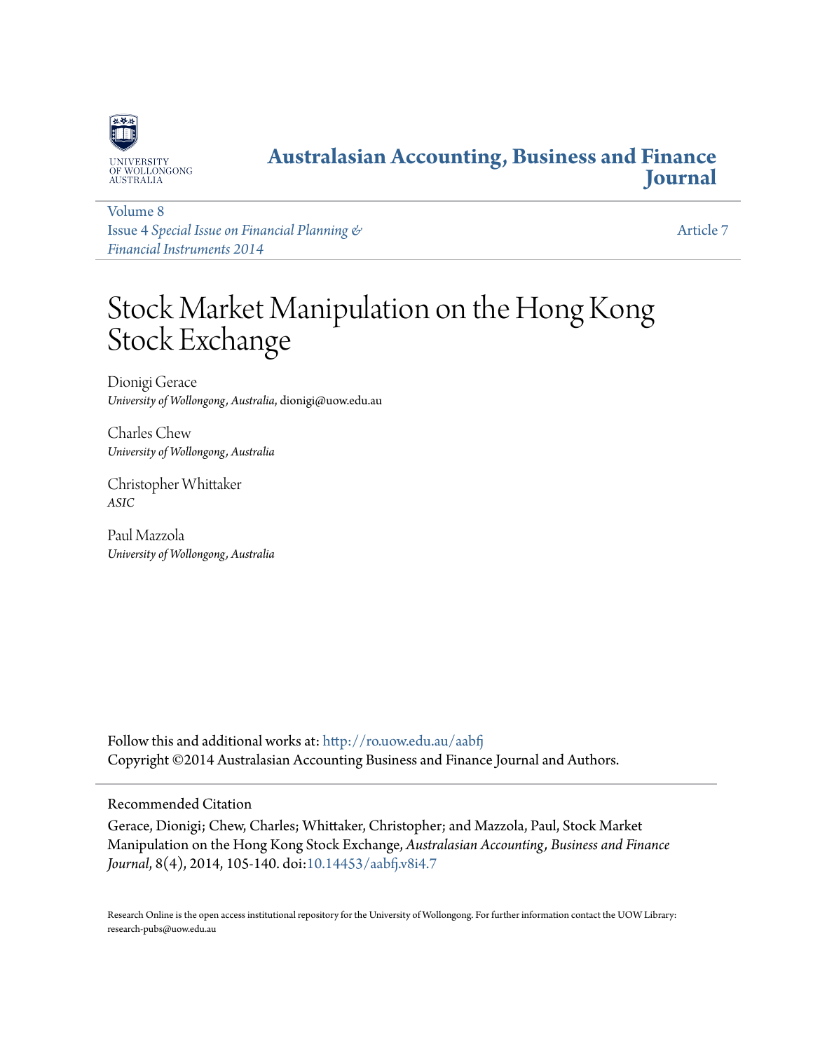UNIVERSITY OF WOLLONGONG AUSTRALIA

**Australasian Accounting, Business and Finance Journal**

Volume 8
Issue 4 *Special Issue on Financial Planning & Financial Instruments 2014*

Article 7

# Stock Market Manipulation on the Hong Kong Stock Exchange

Dionigi Gerace
*University of Wollongong, Australia*, dionigi@uow.edu.au

Charles Chew
*University of Wollongong, Australia*

Christopher Whittaker
*ASIC*

Paul Mazzola
*University of Wollongong, Australia*

Follow this and additional works at: http://ro.uow.edu.au/aabfj
Copyright ©2014 Australasian Accounting Business and Finance Journal and Authors.

## Recommended Citation

Gerace, Dionigi; Chew, Charles; Whittaker, Christopher; and Mazzola, Paul, Stock Market Manipulation on the Hong Kong Stock Exchange, *Australasian Accounting, Business and Finance Journal*, 8(4), 2014, 105-140. doi:10.14453/aabfj.v8i4.7

Research Online is the open access institutional repository for the University of Wollongong. For further information contact the UOW Library: research-pubs@uow.edu.au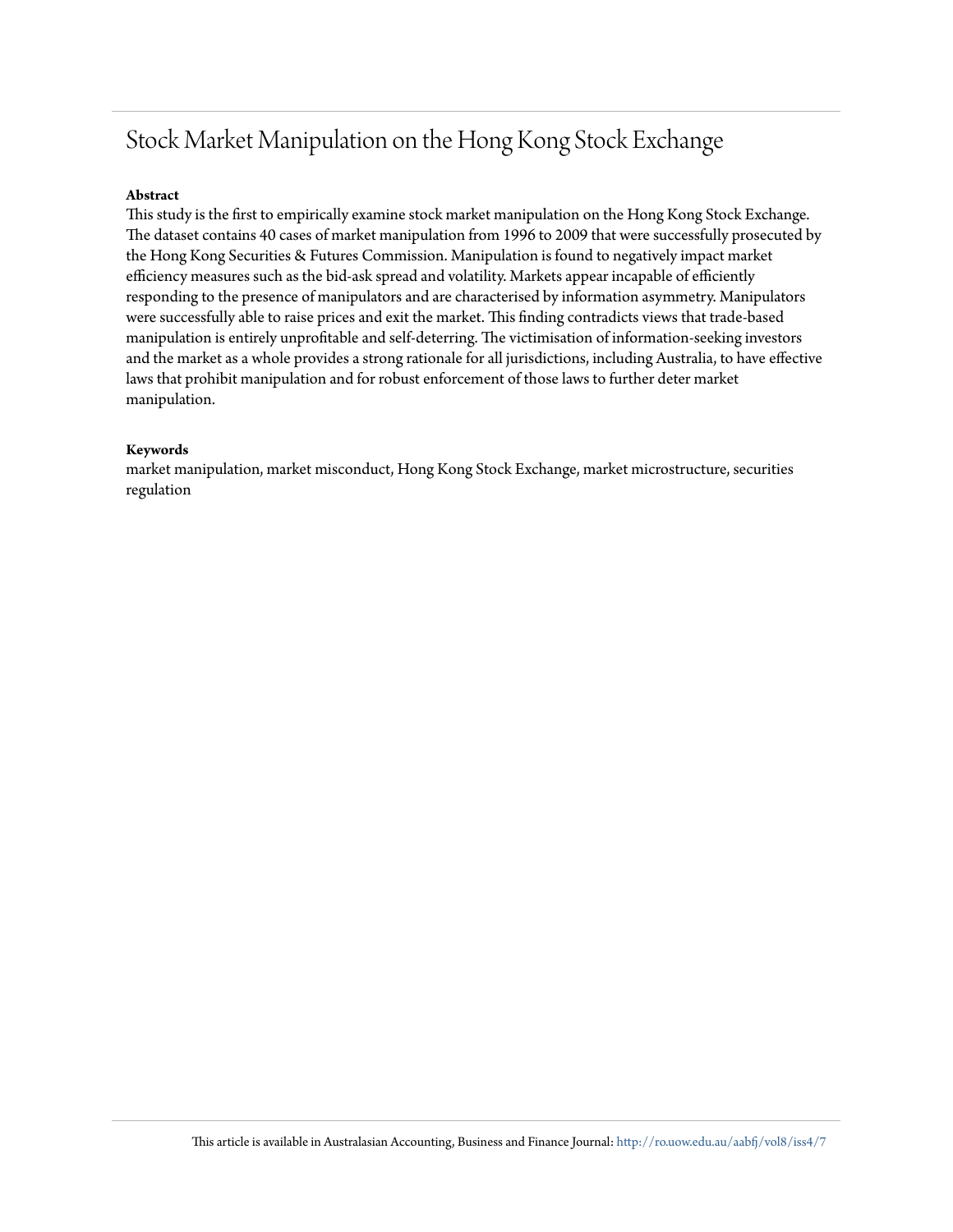# Stock Market Manipulation on the Hong Kong Stock Exchange

**Abstract**

This study is the first to empirically examine stock market manipulation on the Hong Kong Stock Exchange. The dataset contains 40 cases of market manipulation from 1996 to 2009 that were successfully prosecuted by the Hong Kong Securities & Futures Commission. Manipulation is found to negatively impact market efficiency measures such as the bid-ask spread and volatility. Markets appear incapable of efficiently responding to the presence of manipulators and are characterised by information asymmetry. Manipulators were successfully able to raise prices and exit the market. This finding contradicts views that trade-based manipulation is entirely unprofitable and self-deterring. The victimisation of information-seeking investors and the market as a whole provides a strong rationale for all jurisdictions, including Australia, to have effective laws that prohibit manipulation and for robust enforcement of those laws to further deter market manipulation.

**Keywords**

market manipulation, market misconduct, Hong Kong Stock Exchange, market microstructure, securities regulation

This article is available in Australasian Accounting, Business and Finance Journal: http://ro.uow.edu.au/aabfj/vol8/iss4/7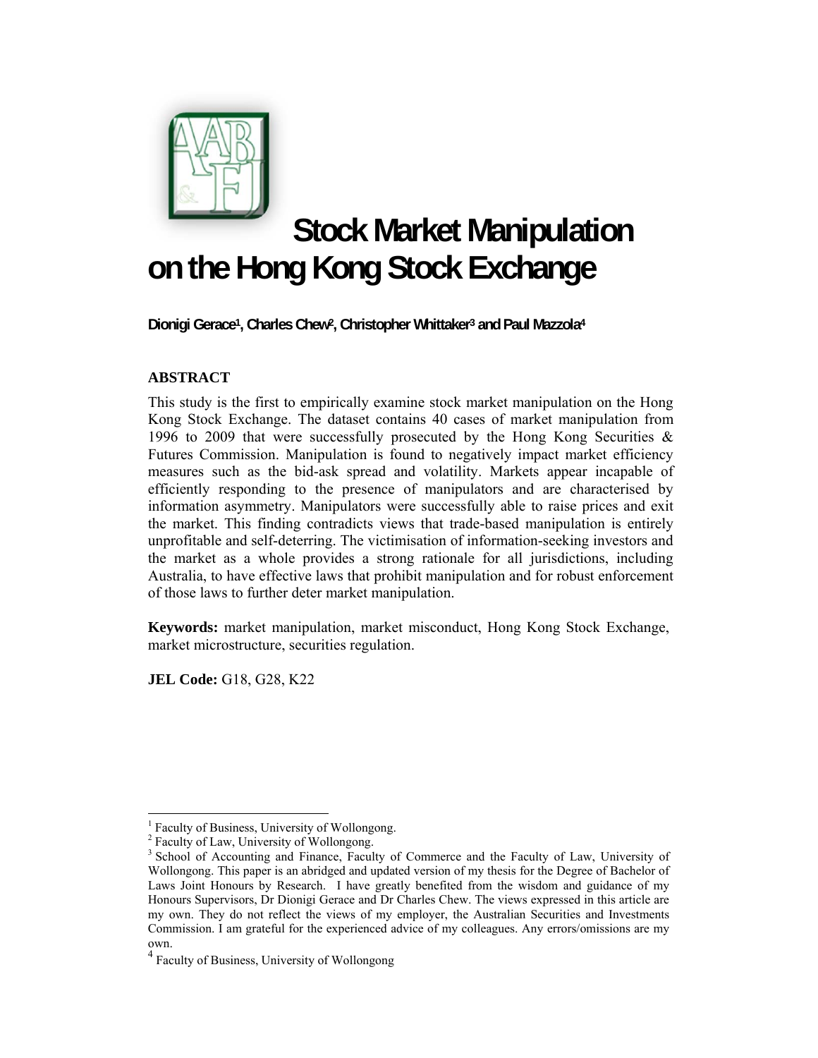# Stock Market Manipulation on the Hong Kong Stock Exchange

**Dionigi Gerace[1], Charles Chew[2], Christopher Whittaker[3] and Paul Mazzola[4]**

## ABSTRACT

This study is the first to empirically examine stock market manipulation on the Hong Kong Stock Exchange. The dataset contains 40 cases of market manipulation from 1996 to 2009 that were successfully prosecuted by the Hong Kong Securities & Futures Commission. Manipulation is found to negatively impact market efficiency measures such as the bid-ask spread and volatility. Markets appear incapable of efficiently responding to the presence of manipulators and are characterised by information asymmetry. Manipulators were successfully able to raise prices and exit the market. This finding contradicts views that trade-based manipulation is entirely unprofitable and self-deterring. The victimisation of information-seeking investors and the market as a whole provides a strong rationale for all jurisdictions, including Australia, to have effective laws that prohibit manipulation and for robust enforcement of those laws to further deter market manipulation.

**Keywords:** market manipulation, market misconduct, Hong Kong Stock Exchange, market microstructure, securities regulation.

**JEL Code:** G18, G28, K22

---

[1] Faculty of Business, University of Wollongong.

[2] Faculty of Law, University of Wollongong.

[3] School of Accounting and Finance, Faculty of Commerce and the Faculty of Law, University of Wollongong. This paper is an abridged and updated version of my thesis for the Degree of Bachelor of Laws Joint Honours by Research. I have greatly benefited from the wisdom and guidance of my Honours Supervisors, Dr Dionigi Gerace and Dr Charles Chew. The views expressed in this article are my own. They do not reflect the views of my employer, the Australian Securities and Investments Commission. I am grateful for the experienced advice of my colleagues. Any errors/omissions are my own.

[4] Faculty of Business, University of Wollongong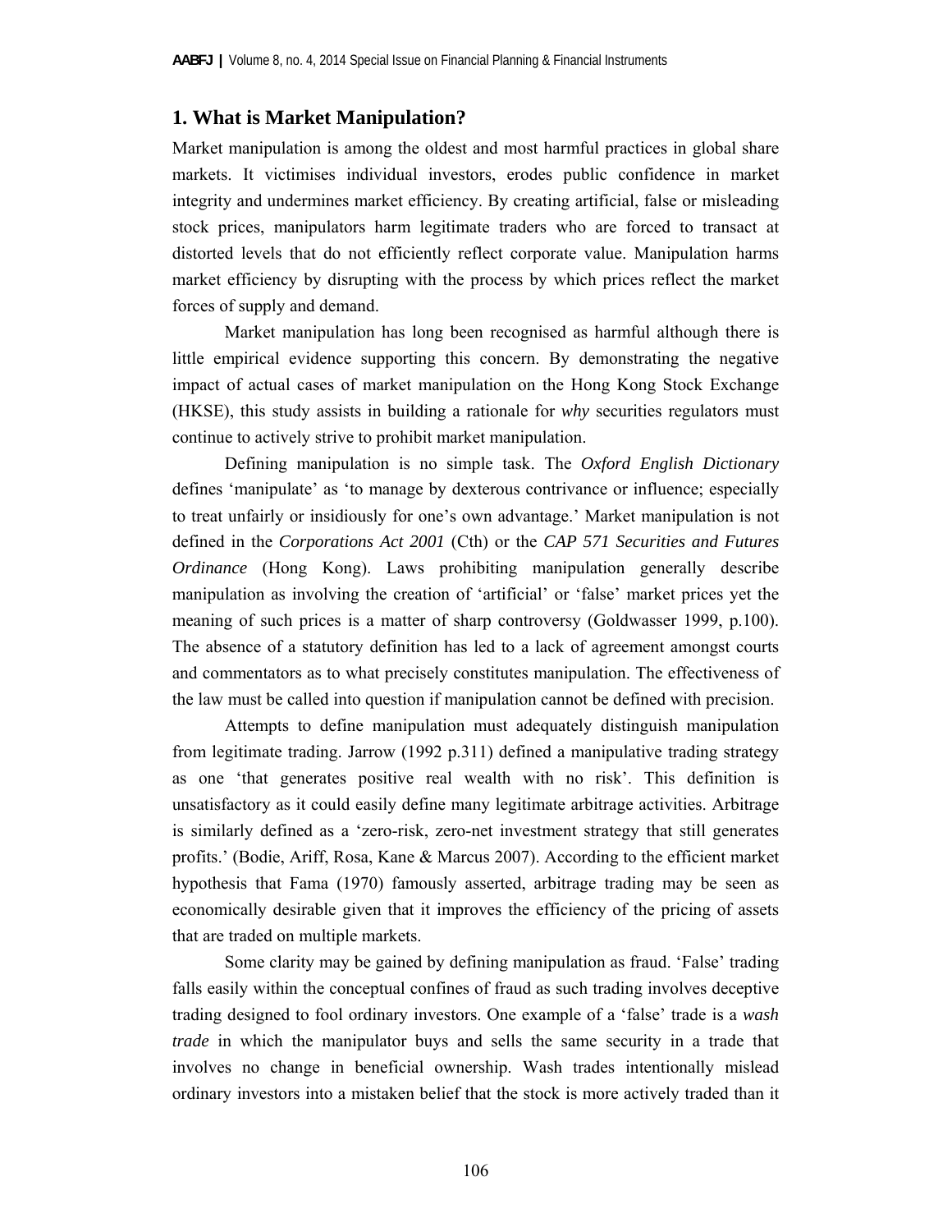## 1. What is Market Manipulation?

Market manipulation is among the oldest and most harmful practices in global share markets. It victimises individual investors, erodes public confidence in market integrity and undermines market efficiency. By creating artificial, false or misleading stock prices, manipulators harm legitimate traders who are forced to transact at distorted levels that do not efficiently reflect corporate value. Manipulation harms market efficiency by disrupting with the process by which prices reflect the market forces of supply and demand.

Market manipulation has long been recognised as harmful although there is little empirical evidence supporting this concern. By demonstrating the negative impact of actual cases of market manipulation on the Hong Kong Stock Exchange (HKSE), this study assists in building a rationale for *why* securities regulators must continue to actively strive to prohibit market manipulation.

Defining manipulation is no simple task. The *Oxford English Dictionary* defines 'manipulate' as 'to manage by dexterous contrivance or influence; especially to treat unfairly or insidiously for one's own advantage.' Market manipulation is not defined in the *Corporations Act 2001* (Cth) or the *CAP 571 Securities and Futures Ordinance* (Hong Kong). Laws prohibiting manipulation generally describe manipulation as involving the creation of 'artificial' or 'false' market prices yet the meaning of such prices is a matter of sharp controversy (Goldwasser 1999, p.100). The absence of a statutory definition has led to a lack of agreement amongst courts and commentators as to what precisely constitutes manipulation. The effectiveness of the law must be called into question if manipulation cannot be defined with precision.

Attempts to define manipulation must adequately distinguish manipulation from legitimate trading. Jarrow (1992 p.311) defined a manipulative trading strategy as one 'that generates positive real wealth with no risk'. This definition is unsatisfactory as it could easily define many legitimate arbitrage activities. Arbitrage is similarly defined as a 'zero-risk, zero-net investment strategy that still generates profits.' (Bodie, Ariff, Rosa, Kane & Marcus 2007). According to the efficient market hypothesis that Fama (1970) famously asserted, arbitrage trading may be seen as economically desirable given that it improves the efficiency of the pricing of assets that are traded on multiple markets.

Some clarity may be gained by defining manipulation as fraud. 'False' trading falls easily within the conceptual confines of fraud as such trading involves deceptive trading designed to fool ordinary investors. One example of a 'false' trade is a *wash trade* in which the manipulator buys and sells the same security in a trade that involves no change in beneficial ownership. Wash trades intentionally mislead ordinary investors into a mistaken belief that the stock is more actively traded than it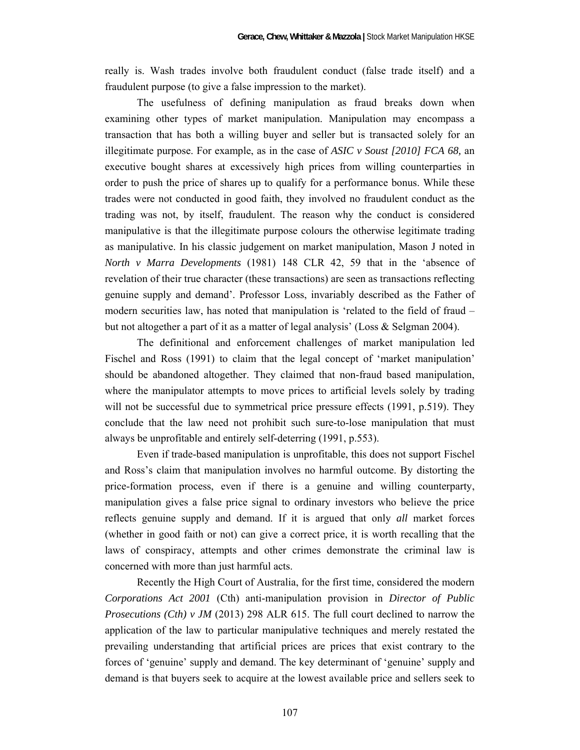really is. Wash trades involve both fraudulent conduct (false trade itself) and a fraudulent purpose (to give a false impression to the market).

The usefulness of defining manipulation as fraud breaks down when examining other types of market manipulation. Manipulation may encompass a transaction that has both a willing buyer and seller but is transacted solely for an illegitimate purpose. For example, as in the case of *ASIC v Soust [2010] FCA 68,* an executive bought shares at excessively high prices from willing counterparties in order to push the price of shares up to qualify for a performance bonus. While these trades were not conducted in good faith, they involved no fraudulent conduct as the trading was not, by itself, fraudulent. The reason why the conduct is considered manipulative is that the illegitimate purpose colours the otherwise legitimate trading as manipulative. In his classic judgement on market manipulation, Mason J noted in *North v Marra Developments* (1981) 148 CLR 42, 59 that in the 'absence of revelation of their true character (these transactions) are seen as transactions reflecting genuine supply and demand'. Professor Loss, invariably described as the Father of modern securities law, has noted that manipulation is 'related to the field of fraud – but not altogether a part of it as a matter of legal analysis' (Loss & Selgman 2004).

The definitional and enforcement challenges of market manipulation led Fischel and Ross (1991) to claim that the legal concept of 'market manipulation' should be abandoned altogether. They claimed that non-fraud based manipulation, where the manipulator attempts to move prices to artificial levels solely by trading will not be successful due to symmetrical price pressure effects (1991, p.519). They conclude that the law need not prohibit such sure-to-lose manipulation that must always be unprofitable and entirely self-deterring (1991, p.553).

Even if trade-based manipulation is unprofitable, this does not support Fischel and Ross's claim that manipulation involves no harmful outcome. By distorting the price-formation process, even if there is a genuine and willing counterparty, manipulation gives a false price signal to ordinary investors who believe the price reflects genuine supply and demand. If it is argued that only *all* market forces (whether in good faith or not) can give a correct price, it is worth recalling that the laws of conspiracy, attempts and other crimes demonstrate the criminal law is concerned with more than just harmful acts.

Recently the High Court of Australia, for the first time, considered the modern *Corporations Act 2001* (Cth) anti-manipulation provision in *Director of Public Prosecutions (Cth) v JM* (2013) 298 ALR 615. The full court declined to narrow the application of the law to particular manipulative techniques and merely restated the prevailing understanding that artificial prices are prices that exist contrary to the forces of 'genuine' supply and demand. The key determinant of 'genuine' supply and demand is that buyers seek to acquire at the lowest available price and sellers seek to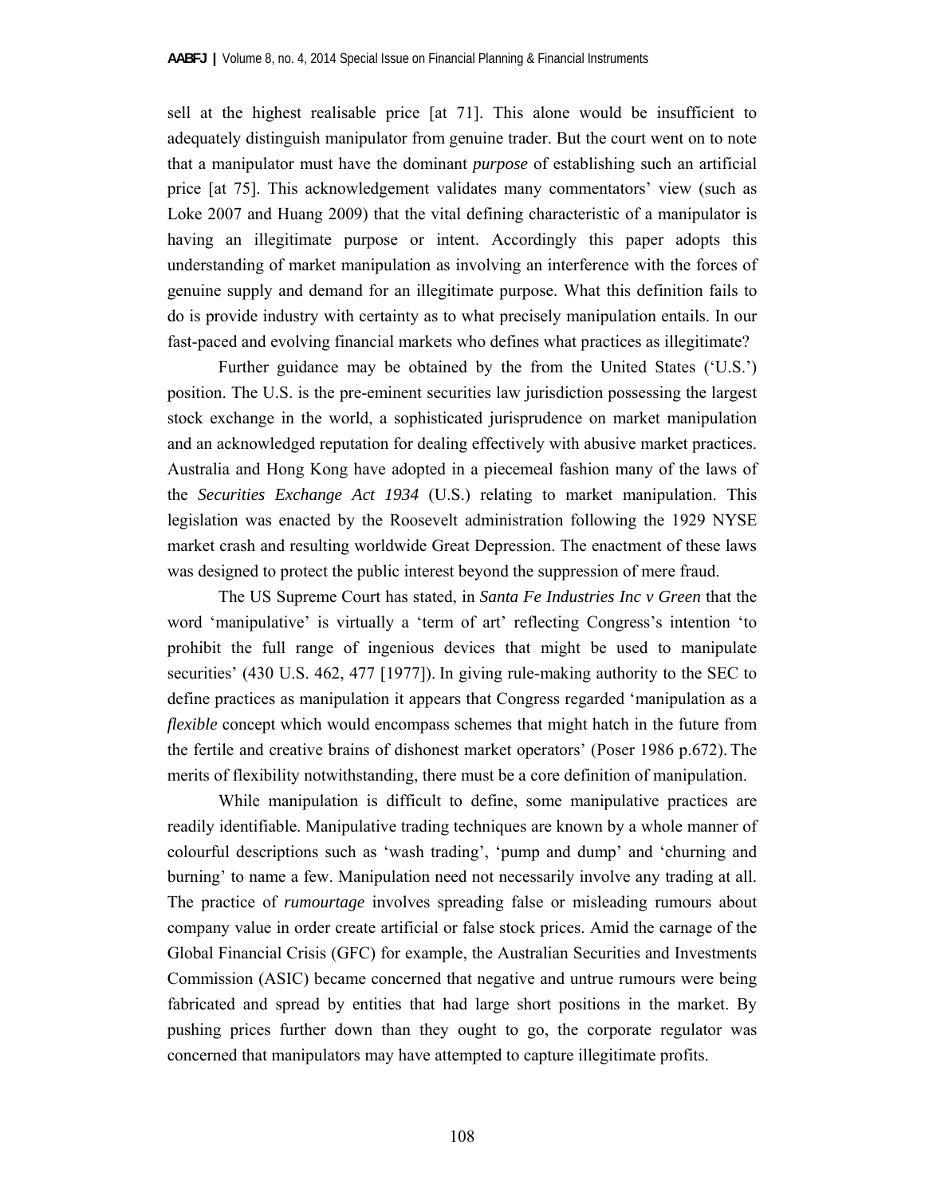sell at the highest realisable price [at 71]. This alone would be insufficient to adequately distinguish manipulator from genuine trader. But the court went on to note that a manipulator must have the dominant *purpose* of establishing such an artificial price [at 75]. This acknowledgement validates many commentators' view (such as Loke 2007 and Huang 2009) that the vital defining characteristic of a manipulator is having an illegitimate purpose or intent. Accordingly this paper adopts this understanding of market manipulation as involving an interference with the forces of genuine supply and demand for an illegitimate purpose. What this definition fails to do is provide industry with certainty as to what precisely manipulation entails. In our fast-paced and evolving financial markets who defines what practices as illegitimate?

Further guidance may be obtained by the from the United States ('U.S.') position. The U.S. is the pre-eminent securities law jurisdiction possessing the largest stock exchange in the world, a sophisticated jurisprudence on market manipulation and an acknowledged reputation for dealing effectively with abusive market practices. Australia and Hong Kong have adopted in a piecemeal fashion many of the laws of the *Securities Exchange Act 1934* (U.S.) relating to market manipulation. This legislation was enacted by the Roosevelt administration following the 1929 NYSE market crash and resulting worldwide Great Depression. The enactment of these laws was designed to protect the public interest beyond the suppression of mere fraud.

The US Supreme Court has stated, in *Santa Fe Industries Inc v Green* that the word 'manipulative' is virtually a 'term of art' reflecting Congress's intention 'to prohibit the full range of ingenious devices that might be used to manipulate securities' (430 U.S. 462, 477 [1977]). In giving rule-making authority to the SEC to define practices as manipulation it appears that Congress regarded 'manipulation as a *flexible* concept which would encompass schemes that might hatch in the future from the fertile and creative brains of dishonest market operators' (Poser 1986 p.672). The merits of flexibility notwithstanding, there must be a core definition of manipulation.

While manipulation is difficult to define, some manipulative practices are readily identifiable. Manipulative trading techniques are known by a whole manner of colourful descriptions such as 'wash trading', 'pump and dump' and 'churning and burning' to name a few. Manipulation need not necessarily involve any trading at all. The practice of *rumourtage* involves spreading false or misleading rumours about company value in order create artificial or false stock prices. Amid the carnage of the Global Financial Crisis (GFC) for example, the Australian Securities and Investments Commission (ASIC) became concerned that negative and untrue rumours were being fabricated and spread by entities that had large short positions in the market. By pushing prices further down than they ought to go, the corporate regulator was concerned that manipulators may have attempted to capture illegitimate profits.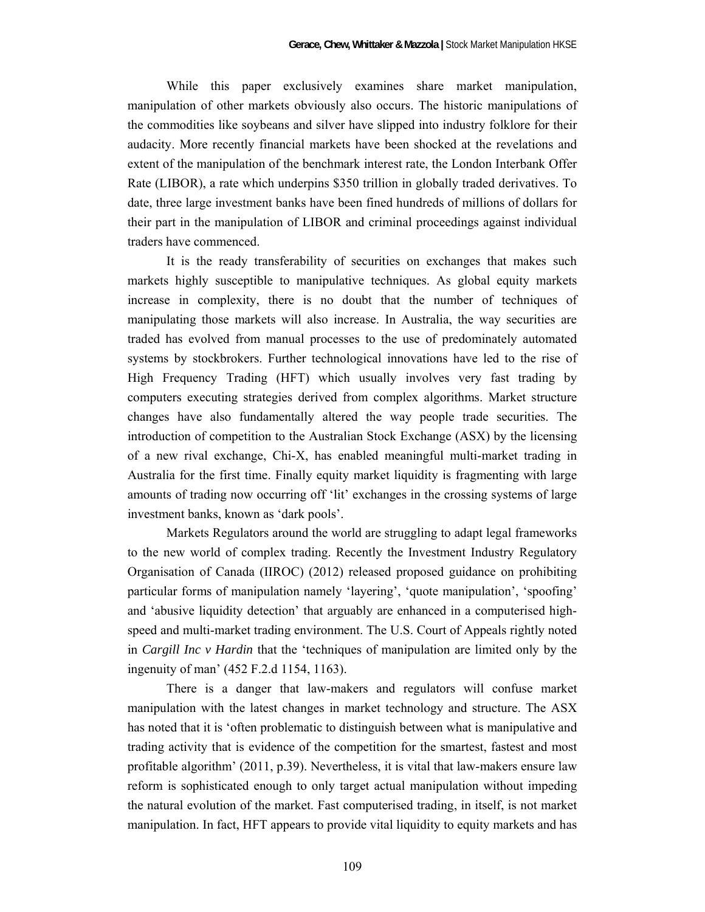While this paper exclusively examines share market manipulation, manipulation of other markets obviously also occurs. The historic manipulations of the commodities like soybeans and silver have slipped into industry folklore for their audacity. More recently financial markets have been shocked at the revelations and extent of the manipulation of the benchmark interest rate, the London Interbank Offer Rate (LIBOR), a rate which underpins $350 trillion in globally traded derivatives. To date, three large investment banks have been fined hundreds of millions of dollars for their part in the manipulation of LIBOR and criminal proceedings against individual traders have commenced.

It is the ready transferability of securities on exchanges that makes such markets highly susceptible to manipulative techniques. As global equity markets increase in complexity, there is no doubt that the number of techniques of manipulating those markets will also increase. In Australia, the way securities are traded has evolved from manual processes to the use of predominately automated systems by stockbrokers. Further technological innovations have led to the rise of High Frequency Trading (HFT) which usually involves very fast trading by computers executing strategies derived from complex algorithms. Market structure changes have also fundamentally altered the way people trade securities. The introduction of competition to the Australian Stock Exchange (ASX) by the licensing of a new rival exchange, Chi-X, has enabled meaningful multi-market trading in Australia for the first time. Finally equity market liquidity is fragmenting with large amounts of trading now occurring off 'lit' exchanges in the crossing systems of large investment banks, known as 'dark pools'.

Markets Regulators around the world are struggling to adapt legal frameworks to the new world of complex trading. Recently the Investment Industry Regulatory Organisation of Canada (IIROC) (2012) released proposed guidance on prohibiting particular forms of manipulation namely 'layering', 'quote manipulation', 'spoofing' and 'abusive liquidity detection' that arguably are enhanced in a computerised high-speed and multi-market trading environment. The U.S. Court of Appeals rightly noted in *Cargill Inc v Hardin* that the 'techniques of manipulation are limited only by the ingenuity of man' (452 F.2.d 1154, 1163).

There is a danger that law-makers and regulators will confuse market manipulation with the latest changes in market technology and structure. The ASX has noted that it is 'often problematic to distinguish between what is manipulative and trading activity that is evidence of the competition for the smartest, fastest and most profitable algorithm' (2011, p.39). Nevertheless, it is vital that law-makers ensure law reform is sophisticated enough to only target actual manipulation without impeding the natural evolution of the market. Fast computerised trading, in itself, is not market manipulation. In fact, HFT appears to provide vital liquidity to equity markets and has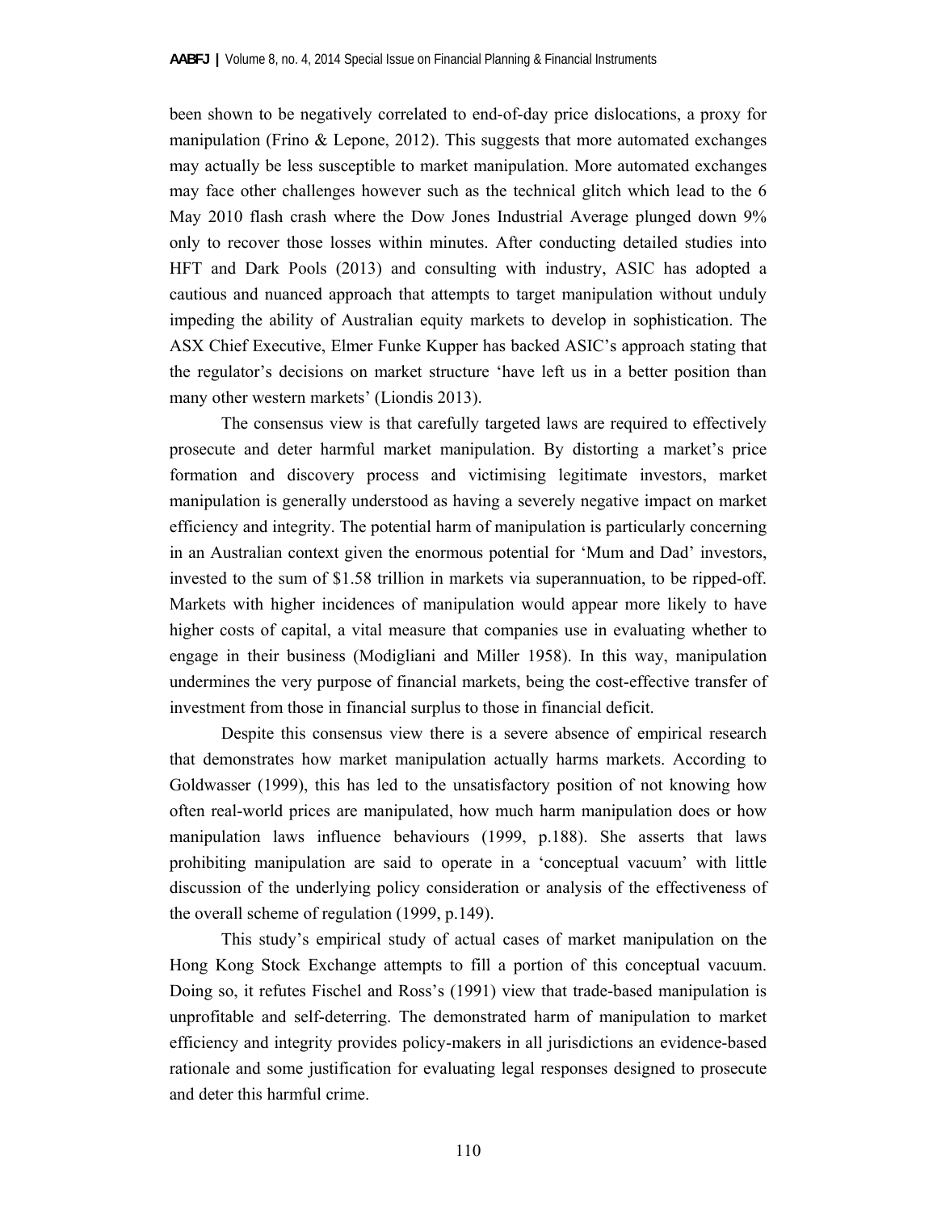been shown to be negatively correlated to end-of-day price dislocations, a proxy for manipulation (Frino & Lepone, 2012). This suggests that more automated exchanges may actually be less susceptible to market manipulation. More automated exchanges may face other challenges however such as the technical glitch which lead to the 6 May 2010 flash crash where the Dow Jones Industrial Average plunged down 9% only to recover those losses within minutes. After conducting detailed studies into HFT and Dark Pools (2013) and consulting with industry, ASIC has adopted a cautious and nuanced approach that attempts to target manipulation without unduly impeding the ability of Australian equity markets to develop in sophistication. The ASX Chief Executive, Elmer Funke Kupper has backed ASIC's approach stating that the regulator's decisions on market structure 'have left us in a better position than many other western markets' (Liondis 2013).

The consensus view is that carefully targeted laws are required to effectively prosecute and deter harmful market manipulation. By distorting a market's price formation and discovery process and victimising legitimate investors, market manipulation is generally understood as having a severely negative impact on market efficiency and integrity. The potential harm of manipulation is particularly concerning in an Australian context given the enormous potential for 'Mum and Dad' investors, invested to the sum of $1.58 trillion in markets via superannuation, to be ripped-off. Markets with higher incidences of manipulation would appear more likely to have higher costs of capital, a vital measure that companies use in evaluating whether to engage in their business (Modigliani and Miller 1958). In this way, manipulation undermines the very purpose of financial markets, being the cost-effective transfer of investment from those in financial surplus to those in financial deficit.

Despite this consensus view there is a severe absence of empirical research that demonstrates how market manipulation actually harms markets. According to Goldwasser (1999), this has led to the unsatisfactory position of not knowing how often real-world prices are manipulated, how much harm manipulation does or how manipulation laws influence behaviours (1999, p.188). She asserts that laws prohibiting manipulation are said to operate in a 'conceptual vacuum' with little discussion of the underlying policy consideration or analysis of the effectiveness of the overall scheme of regulation (1999, p.149).

This study's empirical study of actual cases of market manipulation on the Hong Kong Stock Exchange attempts to fill a portion of this conceptual vacuum. Doing so, it refutes Fischel and Ross's (1991) view that trade-based manipulation is unprofitable and self-deterring. The demonstrated harm of manipulation to market efficiency and integrity provides policy-makers in all jurisdictions an evidence-based rationale and some justification for evaluating legal responses designed to prosecute and deter this harmful crime.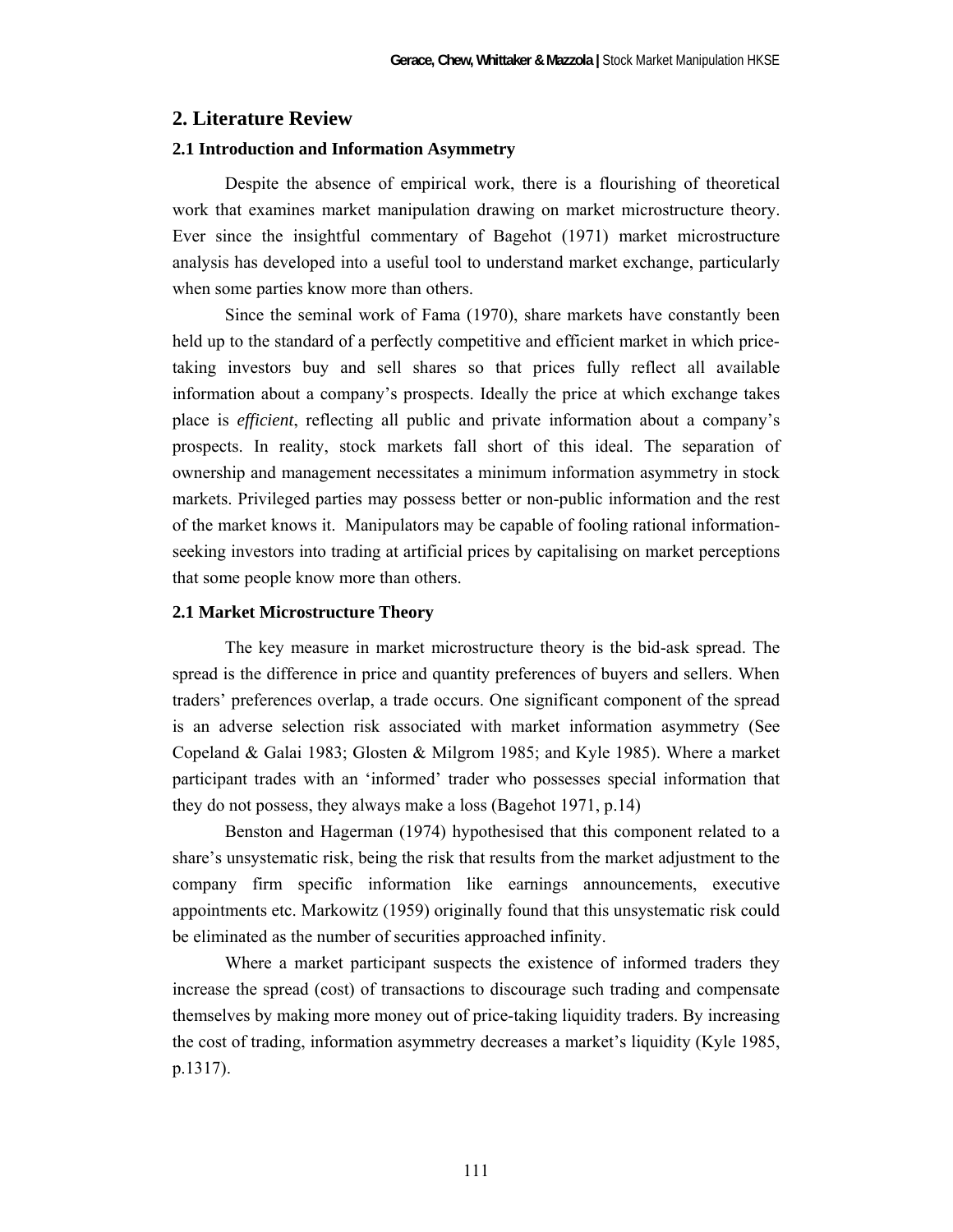## 2. Literature Review

### 2.1 Introduction and Information Asymmetry

Despite the absence of empirical work, there is a flourishing of theoretical work that examines market manipulation drawing on market microstructure theory. Ever since the insightful commentary of Bagehot (1971) market microstructure analysis has developed into a useful tool to understand market exchange, particularly when some parties know more than others.

Since the seminal work of Fama (1970), share markets have constantly been held up to the standard of a perfectly competitive and efficient market in which price-taking investors buy and sell shares so that prices fully reflect all available information about a company's prospects. Ideally the price at which exchange takes place is *efficient*, reflecting all public and private information about a company's prospects. In reality, stock markets fall short of this ideal. The separation of ownership and management necessitates a minimum information asymmetry in stock markets. Privileged parties may possess better or non-public information and the rest of the market knows it. Manipulators may be capable of fooling rational information-seeking investors into trading at artificial prices by capitalising on market perceptions that some people know more than others.

### 2.1 Market Microstructure Theory

The key measure in market microstructure theory is the bid-ask spread. The spread is the difference in price and quantity preferences of buyers and sellers. When traders' preferences overlap, a trade occurs. One significant component of the spread is an adverse selection risk associated with market information asymmetry (See Copeland & Galai 1983; Glosten & Milgrom 1985; and Kyle 1985). Where a market participant trades with an 'informed' trader who possesses special information that they do not possess, they always make a loss (Bagehot 1971, p.14)

Benston and Hagerman (1974) hypothesised that this component related to a share's unsystematic risk, being the risk that results from the market adjustment to the company firm specific information like earnings announcements, executive appointments etc. Markowitz (1959) originally found that this unsystematic risk could be eliminated as the number of securities approached infinity.

Where a market participant suspects the existence of informed traders they increase the spread (cost) of transactions to discourage such trading and compensate themselves by making more money out of price-taking liquidity traders. By increasing the cost of trading, information asymmetry decreases a market's liquidity (Kyle 1985, p.1317).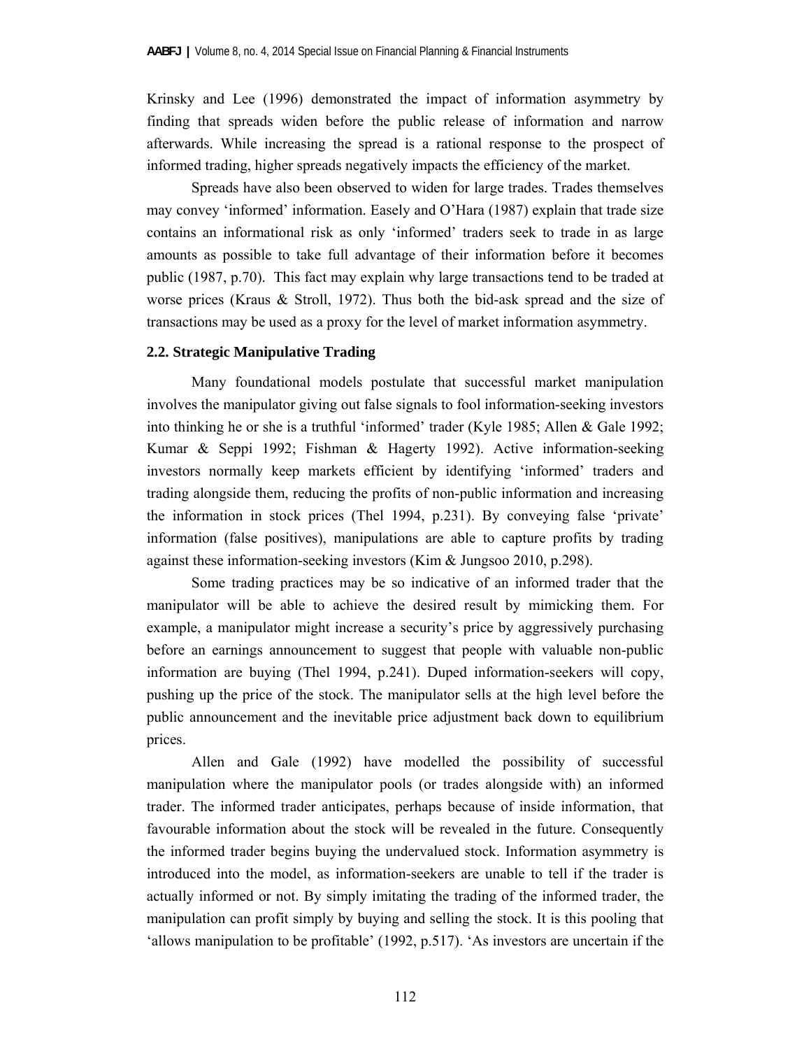Krinsky and Lee (1996) demonstrated the impact of information asymmetry by finding that spreads widen before the public release of information and narrow afterwards. While increasing the spread is a rational response to the prospect of informed trading, higher spreads negatively impacts the efficiency of the market.

Spreads have also been observed to widen for large trades. Trades themselves may convey 'informed' information. Easely and O'Hara (1987) explain that trade size contains an informational risk as only 'informed' traders seek to trade in as large amounts as possible to take full advantage of their information before it becomes public (1987, p.70). This fact may explain why large transactions tend to be traded at worse prices (Kraus & Stroll, 1972). Thus both the bid-ask spread and the size of transactions may be used as a proxy for the level of market information asymmetry.

### 2.2. Strategic Manipulative Trading

Many foundational models postulate that successful market manipulation involves the manipulator giving out false signals to fool information-seeking investors into thinking he or she is a truthful 'informed' trader (Kyle 1985; Allen & Gale 1992; Kumar & Seppi 1992; Fishman & Hagerty 1992). Active information-seeking investors normally keep markets efficient by identifying 'informed' traders and trading alongside them, reducing the profits of non-public information and increasing the information in stock prices (Thel 1994, p.231). By conveying false 'private' information (false positives), manipulations are able to capture profits by trading against these information-seeking investors (Kim & Jungsoo 2010, p.298).

Some trading practices may be so indicative of an informed trader that the manipulator will be able to achieve the desired result by mimicking them. For example, a manipulator might increase a security's price by aggressively purchasing before an earnings announcement to suggest that people with valuable non-public information are buying (Thel 1994, p.241). Duped information-seekers will copy, pushing up the price of the stock. The manipulator sells at the high level before the public announcement and the inevitable price adjustment back down to equilibrium prices.

Allen and Gale (1992) have modelled the possibility of successful manipulation where the manipulator pools (or trades alongside with) an informed trader. The informed trader anticipates, perhaps because of inside information, that favourable information about the stock will be revealed in the future. Consequently the informed trader begins buying the undervalued stock. Information asymmetry is introduced into the model, as information-seekers are unable to tell if the trader is actually informed or not. By simply imitating the trading of the informed trader, the manipulation can profit simply by buying and selling the stock. It is this pooling that 'allows manipulation to be profitable' (1992, p.517). 'As investors are uncertain if the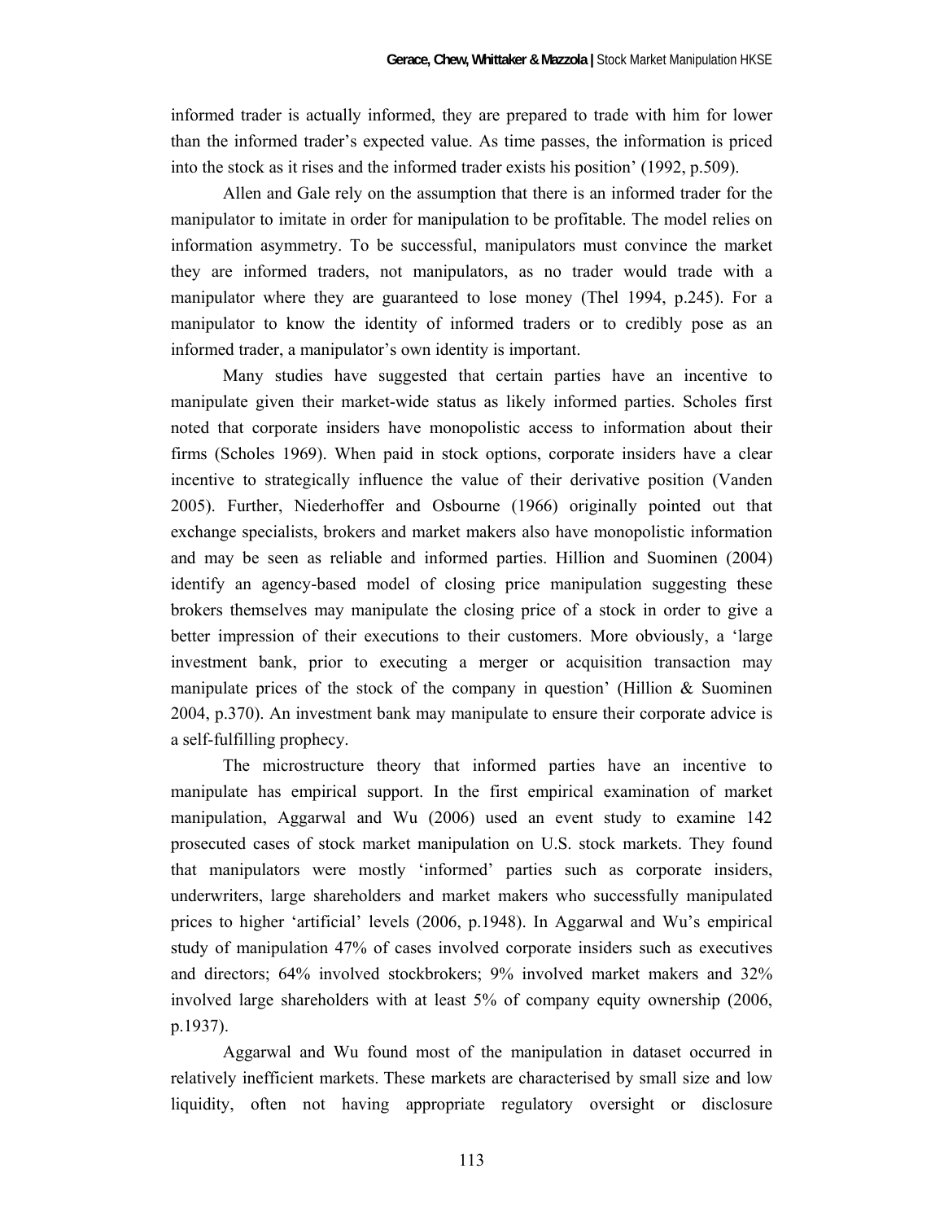informed trader is actually informed, they are prepared to trade with him for lower than the informed trader's expected value. As time passes, the information is priced into the stock as it rises and the informed trader exists his position' (1992, p.509).

Allen and Gale rely on the assumption that there is an informed trader for the manipulator to imitate in order for manipulation to be profitable. The model relies on information asymmetry. To be successful, manipulators must convince the market they are informed traders, not manipulators, as no trader would trade with a manipulator where they are guaranteed to lose money (Thel 1994, p.245). For a manipulator to know the identity of informed traders or to credibly pose as an informed trader, a manipulator's own identity is important.

Many studies have suggested that certain parties have an incentive to manipulate given their market-wide status as likely informed parties. Scholes first noted that corporate insiders have monopolistic access to information about their firms (Scholes 1969). When paid in stock options, corporate insiders have a clear incentive to strategically influence the value of their derivative position (Vanden 2005). Further, Niederhoffer and Osbourne (1966) originally pointed out that exchange specialists, brokers and market makers also have monopolistic information and may be seen as reliable and informed parties. Hillion and Suominen (2004) identify an agency-based model of closing price manipulation suggesting these brokers themselves may manipulate the closing price of a stock in order to give a better impression of their executions to their customers. More obviously, a 'large investment bank, prior to executing a merger or acquisition transaction may manipulate prices of the stock of the company in question' (Hillion & Suominen 2004, p.370). An investment bank may manipulate to ensure their corporate advice is a self-fulfilling prophecy.

The microstructure theory that informed parties have an incentive to manipulate has empirical support. In the first empirical examination of market manipulation, Aggarwal and Wu (2006) used an event study to examine 142 prosecuted cases of stock market manipulation on U.S. stock markets. They found that manipulators were mostly 'informed' parties such as corporate insiders, underwriters, large shareholders and market makers who successfully manipulated prices to higher 'artificial' levels (2006, p.1948). In Aggarwal and Wu's empirical study of manipulation 47% of cases involved corporate insiders such as executives and directors; 64% involved stockbrokers; 9% involved market makers and 32% involved large shareholders with at least 5% of company equity ownership (2006, p.1937).

Aggarwal and Wu found most of the manipulation in dataset occurred in relatively inefficient markets. These markets are characterised by small size and low liquidity, often not having appropriate regulatory oversight or disclosure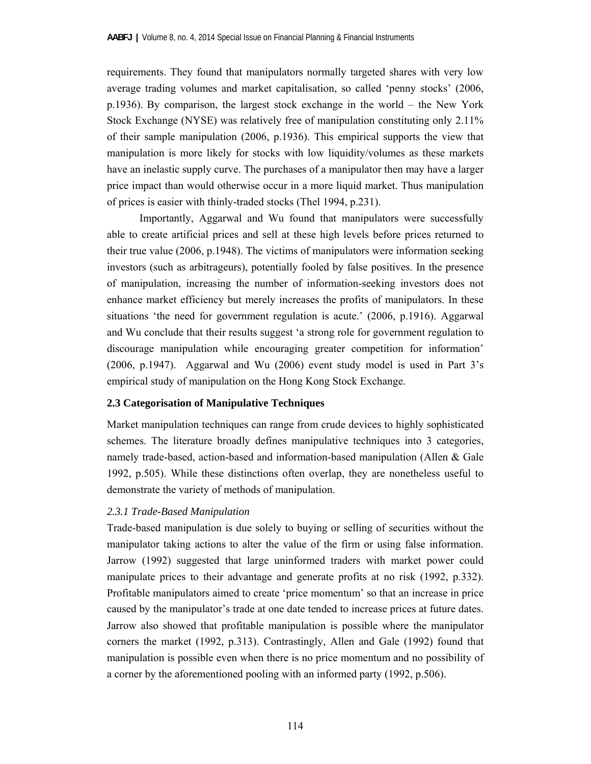requirements. They found that manipulators normally targeted shares with very low average trading volumes and market capitalisation, so called 'penny stocks' (2006, p.1936). By comparison, the largest stock exchange in the world – the New York Stock Exchange (NYSE) was relatively free of manipulation constituting only 2.11% of their sample manipulation (2006, p.1936). This empirical supports the view that manipulation is more likely for stocks with low liquidity/volumes as these markets have an inelastic supply curve. The purchases of a manipulator then may have a larger price impact than would otherwise occur in a more liquid market. Thus manipulation of prices is easier with thinly-traded stocks (Thel 1994, p.231).

Importantly, Aggarwal and Wu found that manipulators were successfully able to create artificial prices and sell at these high levels before prices returned to their true value (2006, p.1948). The victims of manipulators were information seeking investors (such as arbitrageurs), potentially fooled by false positives. In the presence of manipulation, increasing the number of information-seeking investors does not enhance market efficiency but merely increases the profits of manipulators. In these situations 'the need for government regulation is acute.' (2006, p.1916). Aggarwal and Wu conclude that their results suggest 'a strong role for government regulation to discourage manipulation while encouraging greater competition for information' (2006, p.1947). Aggarwal and Wu (2006) event study model is used in Part 3's empirical study of manipulation on the Hong Kong Stock Exchange.

### 2.3 Categorisation of Manipulative Techniques

Market manipulation techniques can range from crude devices to highly sophisticated schemes. The literature broadly defines manipulative techniques into 3 categories, namely trade-based, action-based and information-based manipulation (Allen & Gale 1992, p.505). While these distinctions often overlap, they are nonetheless useful to demonstrate the variety of methods of manipulation.

#### *2.3.1 Trade-Based Manipulation*

Trade-based manipulation is due solely to buying or selling of securities without the manipulator taking actions to alter the value of the firm or using false information. Jarrow (1992) suggested that large uninformed traders with market power could manipulate prices to their advantage and generate profits at no risk (1992, p.332). Profitable manipulators aimed to create 'price momentum' so that an increase in price caused by the manipulator's trade at one date tended to increase prices at future dates. Jarrow also showed that profitable manipulation is possible where the manipulator corners the market (1992, p.313). Contrastingly, Allen and Gale (1992) found that manipulation is possible even when there is no price momentum and no possibility of a corner by the aforementioned pooling with an informed party (1992, p.506).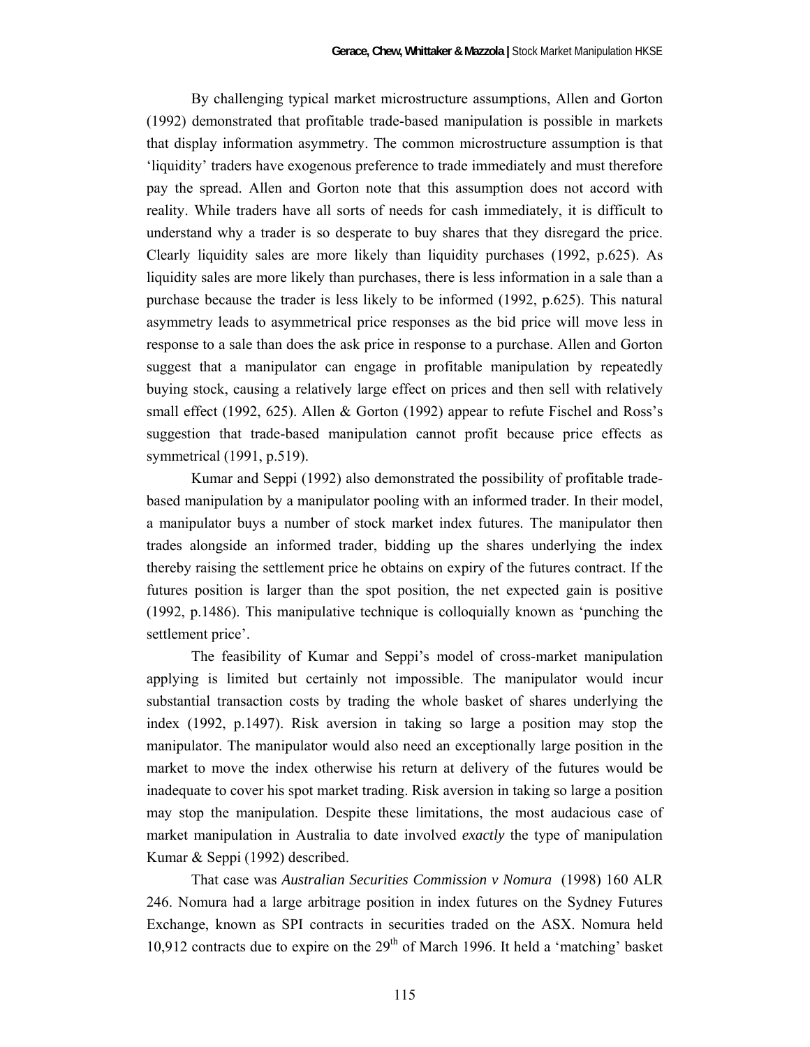By challenging typical market microstructure assumptions, Allen and Gorton (1992) demonstrated that profitable trade-based manipulation is possible in markets that display information asymmetry. The common microstructure assumption is that 'liquidity' traders have exogenous preference to trade immediately and must therefore pay the spread. Allen and Gorton note that this assumption does not accord with reality. While traders have all sorts of needs for cash immediately, it is difficult to understand why a trader is so desperate to buy shares that they disregard the price. Clearly liquidity sales are more likely than liquidity purchases (1992, p.625). As liquidity sales are more likely than purchases, there is less information in a sale than a purchase because the trader is less likely to be informed (1992, p.625). This natural asymmetry leads to asymmetrical price responses as the bid price will move less in response to a sale than does the ask price in response to a purchase. Allen and Gorton suggest that a manipulator can engage in profitable manipulation by repeatedly buying stock, causing a relatively large effect on prices and then sell with relatively small effect (1992, 625). Allen & Gorton (1992) appear to refute Fischel and Ross's suggestion that trade-based manipulation cannot profit because price effects as symmetrical (1991, p.519).

Kumar and Seppi (1992) also demonstrated the possibility of profitable trade-based manipulation by a manipulator pooling with an informed trader. In their model, a manipulator buys a number of stock market index futures. The manipulator then trades alongside an informed trader, bidding up the shares underlying the index thereby raising the settlement price he obtains on expiry of the futures contract. If the futures position is larger than the spot position, the net expected gain is positive (1992, p.1486). This manipulative technique is colloquially known as 'punching the settlement price'.

The feasibility of Kumar and Seppi's model of cross-market manipulation applying is limited but certainly not impossible. The manipulator would incur substantial transaction costs by trading the whole basket of shares underlying the index (1992, p.1497). Risk aversion in taking so large a position may stop the manipulator. The manipulator would also need an exceptionally large position in the market to move the index otherwise his return at delivery of the futures would be inadequate to cover his spot market trading. Risk aversion in taking so large a position may stop the manipulation. Despite these limitations, the most audacious case of market manipulation in Australia to date involved *exactly* the type of manipulation Kumar & Seppi (1992) described.

That case was *Australian Securities Commission v Nomura* (1998) 160 ALR 246. Nomura had a large arbitrage position in index futures on the Sydney Futures Exchange, known as SPI contracts in securities traded on the ASX. Nomura held 10,912 contracts due to expire on the 29th of March 1996. It held a 'matching' basket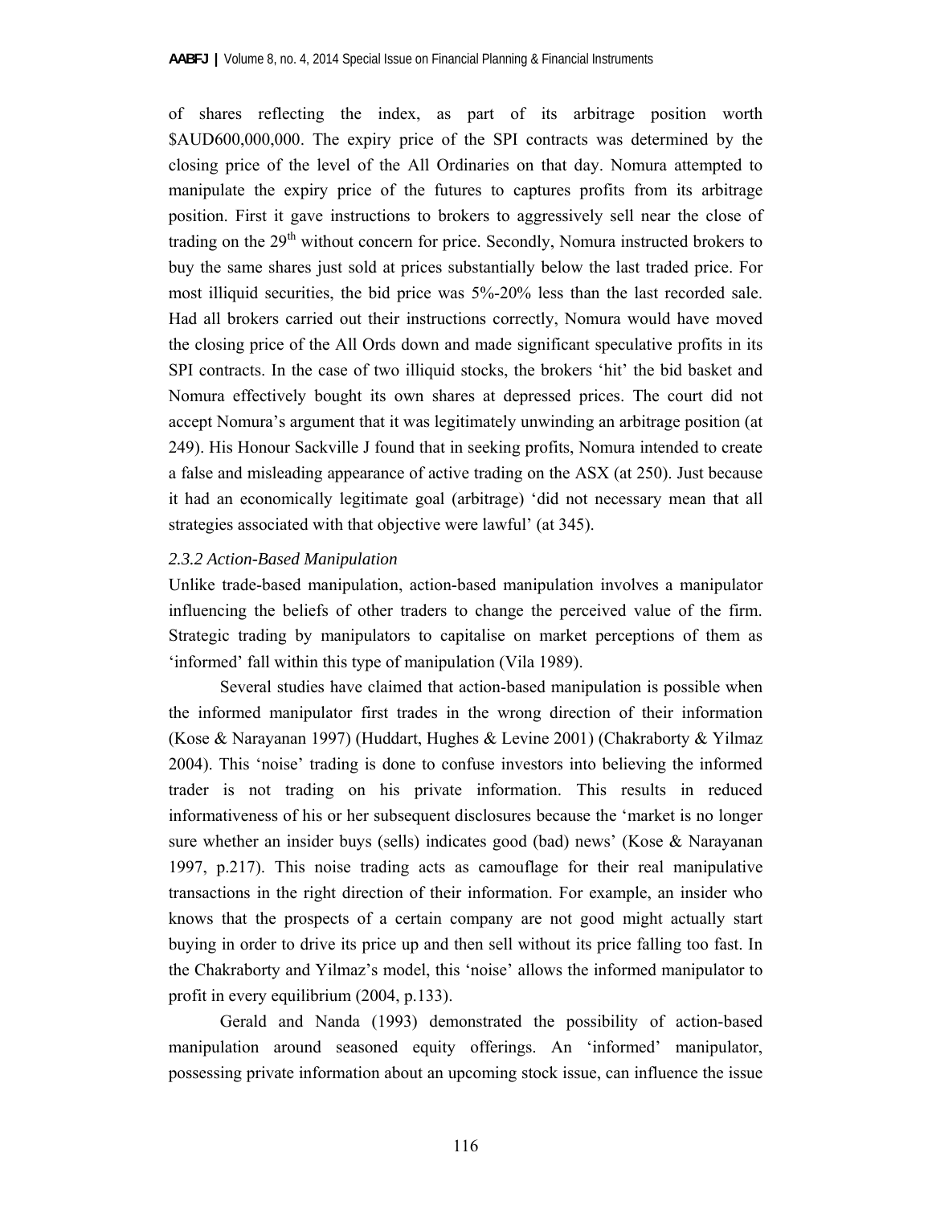of shares reflecting the index, as part of its arbitrage position worth $AUD600,000,000. The expiry price of the SPI contracts was determined by the closing price of the level of the All Ordinaries on that day. Nomura attempted to manipulate the expiry price of the futures to captures profits from its arbitrage position. First it gave instructions to brokers to aggressively sell near the close of trading on the 29th without concern for price. Secondly, Nomura instructed brokers to buy the same shares just sold at prices substantially below the last traded price. For most illiquid securities, the bid price was 5%-20% less than the last recorded sale. Had all brokers carried out their instructions correctly, Nomura would have moved the closing price of the All Ords down and made significant speculative profits in its SPI contracts. In the case of two illiquid stocks, the brokers 'hit' the bid basket and Nomura effectively bought its own shares at depressed prices. The court did not accept Nomura's argument that it was legitimately unwinding an arbitrage position (at 249). His Honour Sackville J found that in seeking profits, Nomura intended to create a false and misleading appearance of active trading on the ASX (at 250). Just because it had an economically legitimate goal (arbitrage) 'did not necessary mean that all strategies associated with that objective were lawful' (at 345).

#### *2.3.2 Action-Based Manipulation*

Unlike trade-based manipulation, action-based manipulation involves a manipulator influencing the beliefs of other traders to change the perceived value of the firm. Strategic trading by manipulators to capitalise on market perceptions of them as 'informed' fall within this type of manipulation (Vila 1989).

Several studies have claimed that action-based manipulation is possible when the informed manipulator first trades in the wrong direction of their information (Kose & Narayanan 1997) (Huddart, Hughes & Levine 2001) (Chakraborty & Yilmaz 2004). This 'noise' trading is done to confuse investors into believing the informed trader is not trading on his private information. This results in reduced informativeness of his or her subsequent disclosures because the 'market is no longer sure whether an insider buys (sells) indicates good (bad) news' (Kose & Narayanan 1997, p.217). This noise trading acts as camouflage for their real manipulative transactions in the right direction of their information. For example, an insider who knows that the prospects of a certain company are not good might actually start buying in order to drive its price up and then sell without its price falling too fast. In the Chakraborty and Yilmaz's model, this 'noise' allows the informed manipulator to profit in every equilibrium (2004, p.133).

Gerald and Nanda (1993) demonstrated the possibility of action-based manipulation around seasoned equity offerings. An 'informed' manipulator, possessing private information about an upcoming stock issue, can influence the issue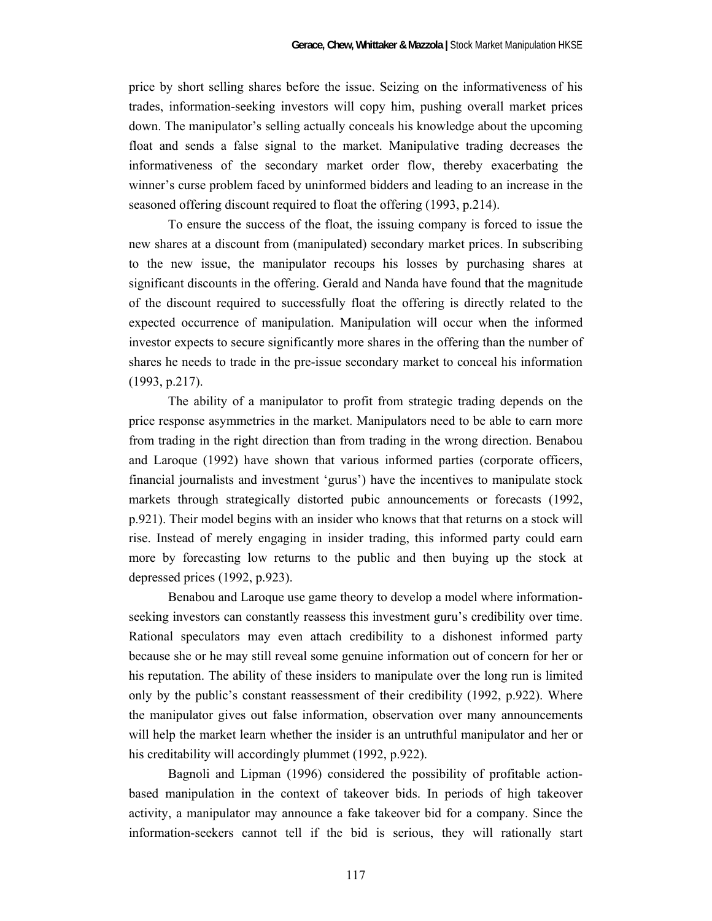price by short selling shares before the issue. Seizing on the informativeness of his trades, information-seeking investors will copy him, pushing overall market prices down. The manipulator's selling actually conceals his knowledge about the upcoming float and sends a false signal to the market. Manipulative trading decreases the informativeness of the secondary market order flow, thereby exacerbating the winner's curse problem faced by uninformed bidders and leading to an increase in the seasoned offering discount required to float the offering (1993, p.214).

To ensure the success of the float, the issuing company is forced to issue the new shares at a discount from (manipulated) secondary market prices. In subscribing to the new issue, the manipulator recoups his losses by purchasing shares at significant discounts in the offering. Gerald and Nanda have found that the magnitude of the discount required to successfully float the offering is directly related to the expected occurrence of manipulation. Manipulation will occur when the informed investor expects to secure significantly more shares in the offering than the number of shares he needs to trade in the pre-issue secondary market to conceal his information (1993, p.217).

The ability of a manipulator to profit from strategic trading depends on the price response asymmetries in the market. Manipulators need to be able to earn more from trading in the right direction than from trading in the wrong direction. Benabou and Laroque (1992) have shown that various informed parties (corporate officers, financial journalists and investment 'gurus') have the incentives to manipulate stock markets through strategically distorted pubic announcements or forecasts (1992, p.921). Their model begins with an insider who knows that that returns on a stock will rise. Instead of merely engaging in insider trading, this informed party could earn more by forecasting low returns to the public and then buying up the stock at depressed prices (1992, p.923).

Benabou and Laroque use game theory to develop a model where information-seeking investors can constantly reassess this investment guru's credibility over time. Rational speculators may even attach credibility to a dishonest informed party because she or he may still reveal some genuine information out of concern for her or his reputation. The ability of these insiders to manipulate over the long run is limited only by the public's constant reassessment of their credibility (1992, p.922). Where the manipulator gives out false information, observation over many announcements will help the market learn whether the insider is an untruthful manipulator and her or his creditability will accordingly plummet (1992, p.922).

Bagnoli and Lipman (1996) considered the possibility of profitable action-based manipulation in the context of takeover bids. In periods of high takeover activity, a manipulator may announce a fake takeover bid for a company. Since the information-seekers cannot tell if the bid is serious, they will rationally start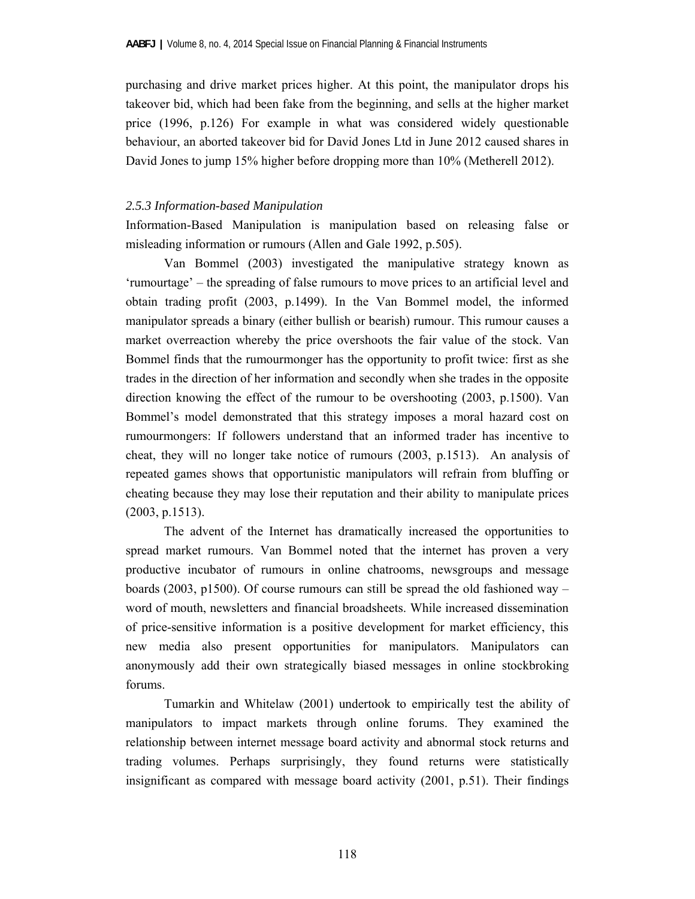purchasing and drive market prices higher. At this point, the manipulator drops his takeover bid, which had been fake from the beginning, and sells at the higher market price (1996, p.126) For example in what was considered widely questionable behaviour, an aborted takeover bid for David Jones Ltd in June 2012 caused shares in David Jones to jump 15% higher before dropping more than 10% (Metherell 2012).

### *2.5.3 Information-based Manipulation*

Information-Based Manipulation is manipulation based on releasing false or misleading information or rumours (Allen and Gale 1992, p.505).

Van Bommel (2003) investigated the manipulative strategy known as 'rumourtage' – the spreading of false rumours to move prices to an artificial level and obtain trading profit (2003, p.1499). In the Van Bommel model, the informed manipulator spreads a binary (either bullish or bearish) rumour. This rumour causes a market overreaction whereby the price overshoots the fair value of the stock. Van Bommel finds that the rumourmonger has the opportunity to profit twice: first as she trades in the direction of her information and secondly when she trades in the opposite direction knowing the effect of the rumour to be overshooting (2003, p.1500). Van Bommel's model demonstrated that this strategy imposes a moral hazard cost on rumourmongers: If followers understand that an informed trader has incentive to cheat, they will no longer take notice of rumours (2003, p.1513). An analysis of repeated games shows that opportunistic manipulators will refrain from bluffing or cheating because they may lose their reputation and their ability to manipulate prices (2003, p.1513).

The advent of the Internet has dramatically increased the opportunities to spread market rumours. Van Bommel noted that the internet has proven a very productive incubator of rumours in online chatrooms, newsgroups and message boards (2003, p1500). Of course rumours can still be spread the old fashioned way – word of mouth, newsletters and financial broadsheets. While increased dissemination of price-sensitive information is a positive development for market efficiency, this new media also present opportunities for manipulators. Manipulators can anonymously add their own strategically biased messages in online stockbroking forums.

Tumarkin and Whitelaw (2001) undertook to empirically test the ability of manipulators to impact markets through online forums. They examined the relationship between internet message board activity and abnormal stock returns and trading volumes. Perhaps surprisingly, they found returns were statistically insignificant as compared with message board activity (2001, p.51). Their findings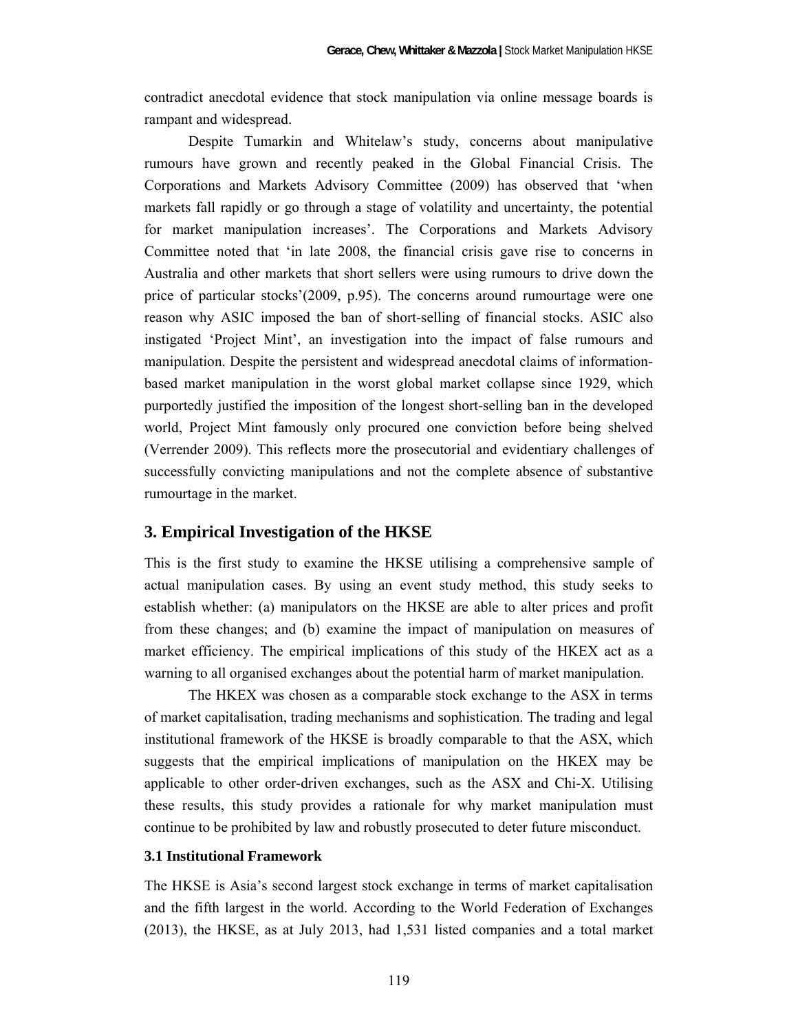contradict anecdotal evidence that stock manipulation via online message boards is rampant and widespread.

Despite Tumarkin and Whitelaw's study, concerns about manipulative rumours have grown and recently peaked in the Global Financial Crisis. The Corporations and Markets Advisory Committee (2009) has observed that 'when markets fall rapidly or go through a stage of volatility and uncertainty, the potential for market manipulation increases'. The Corporations and Markets Advisory Committee noted that 'in late 2008, the financial crisis gave rise to concerns in Australia and other markets that short sellers were using rumours to drive down the price of particular stocks'(2009, p.95). The concerns around rumourtage were one reason why ASIC imposed the ban of short-selling of financial stocks. ASIC also instigated 'Project Mint', an investigation into the impact of false rumours and manipulation. Despite the persistent and widespread anecdotal claims of information-based market manipulation in the worst global market collapse since 1929, which purportedly justified the imposition of the longest short-selling ban in the developed world, Project Mint famously only procured one conviction before being shelved (Verrender 2009). This reflects more the prosecutorial and evidentiary challenges of successfully convicting manipulations and not the complete absence of substantive rumourtage in the market.

## 3. Empirical Investigation of the HKSE

This is the first study to examine the HKSE utilising a comprehensive sample of actual manipulation cases. By using an event study method, this study seeks to establish whether: (a) manipulators on the HKSE are able to alter prices and profit from these changes; and (b) examine the impact of manipulation on measures of market efficiency. The empirical implications of this study of the HKEX act as a warning to all organised exchanges about the potential harm of market manipulation.

The HKEX was chosen as a comparable stock exchange to the ASX in terms of market capitalisation, trading mechanisms and sophistication. The trading and legal institutional framework of the HKSE is broadly comparable to that the ASX, which suggests that the empirical implications of manipulation on the HKEX may be applicable to other order-driven exchanges, such as the ASX and Chi-X. Utilising these results, this study provides a rationale for why market manipulation must continue to be prohibited by law and robustly prosecuted to deter future misconduct.

### 3.1 Institutional Framework

The HKSE is Asia's second largest stock exchange in terms of market capitalisation and the fifth largest in the world. According to the World Federation of Exchanges (2013), the HKSE, as at July 2013, had 1,531 listed companies and a total market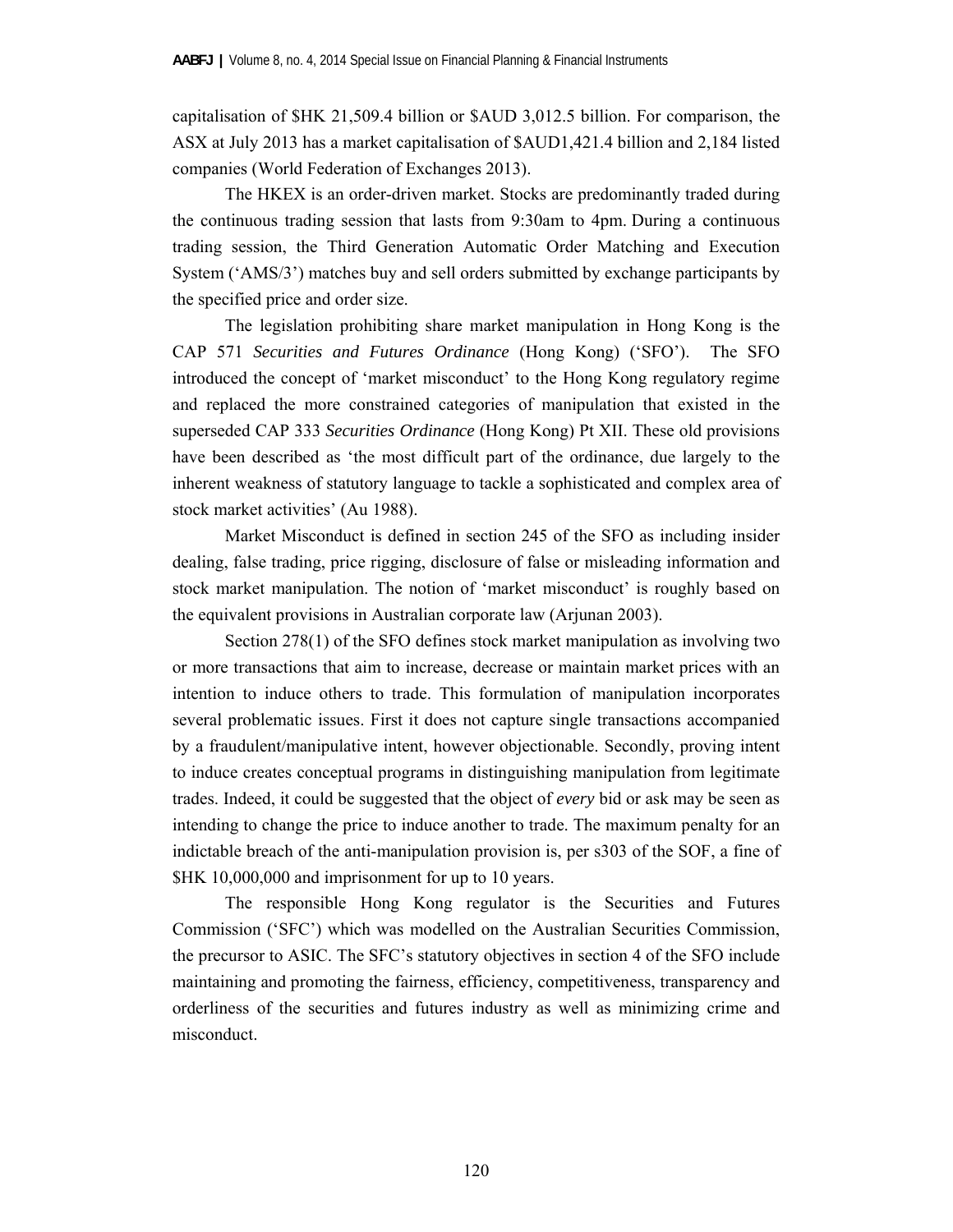capitalisation of $HK 21,509.4 billion or $AUD 3,012.5 billion. For comparison, the ASX at July 2013 has a market capitalisation of $AUD1,421.4 billion and 2,184 listed companies (World Federation of Exchanges 2013).

The HKEX is an order-driven market. Stocks are predominantly traded during the continuous trading session that lasts from 9:30am to 4pm. During a continuous trading session, the Third Generation Automatic Order Matching and Execution System ('AMS/3') matches buy and sell orders submitted by exchange participants by the specified price and order size.

The legislation prohibiting share market manipulation in Hong Kong is the CAP 571 *Securities and Futures Ordinance* (Hong Kong) ('SFO'). The SFO introduced the concept of 'market misconduct' to the Hong Kong regulatory regime and replaced the more constrained categories of manipulation that existed in the superseded CAP 333 *Securities Ordinance* (Hong Kong) Pt XII. These old provisions have been described as 'the most difficult part of the ordinance, due largely to the inherent weakness of statutory language to tackle a sophisticated and complex area of stock market activities' (Au 1988).

Market Misconduct is defined in section 245 of the SFO as including insider dealing, false trading, price rigging, disclosure of false or misleading information and stock market manipulation. The notion of 'market misconduct' is roughly based on the equivalent provisions in Australian corporate law (Arjunan 2003).

Section 278(1) of the SFO defines stock market manipulation as involving two or more transactions that aim to increase, decrease or maintain market prices with an intention to induce others to trade. This formulation of manipulation incorporates several problematic issues. First it does not capture single transactions accompanied by a fraudulent/manipulative intent, however objectionable. Secondly, proving intent to induce creates conceptual programs in distinguishing manipulation from legitimate trades. Indeed, it could be suggested that the object of *every* bid or ask may be seen as intending to change the price to induce another to trade. The maximum penalty for an indictable breach of the anti-manipulation provision is, per s303 of the SOF, a fine of $HK 10,000,000 and imprisonment for up to 10 years.

The responsible Hong Kong regulator is the Securities and Futures Commission ('SFC') which was modelled on the Australian Securities Commission, the precursor to ASIC. The SFC's statutory objectives in section 4 of the SFO include maintaining and promoting the fairness, efficiency, competitiveness, transparency and orderliness of the securities and futures industry as well as minimizing crime and misconduct.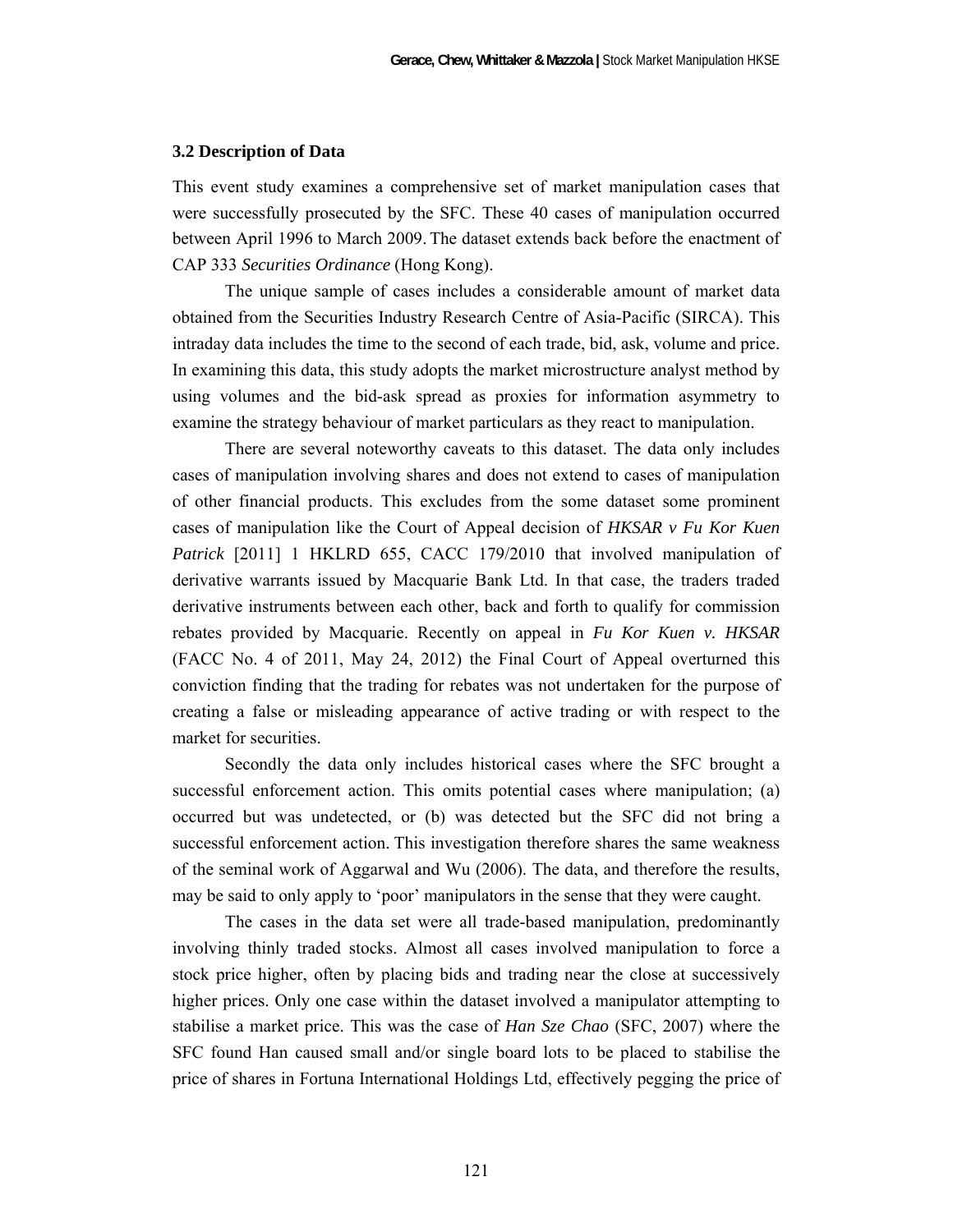### 3.2 Description of Data

This event study examines a comprehensive set of market manipulation cases that were successfully prosecuted by the SFC. These 40 cases of manipulation occurred between April 1996 to March 2009. The dataset extends back before the enactment of CAP 333 *Securities Ordinance* (Hong Kong).

The unique sample of cases includes a considerable amount of market data obtained from the Securities Industry Research Centre of Asia-Pacific (SIRCA). This intraday data includes the time to the second of each trade, bid, ask, volume and price. In examining this data, this study adopts the market microstructure analyst method by using volumes and the bid-ask spread as proxies for information asymmetry to examine the strategy behaviour of market particulars as they react to manipulation.

There are several noteworthy caveats to this dataset. The data only includes cases of manipulation involving shares and does not extend to cases of manipulation of other financial products. This excludes from the some dataset some prominent cases of manipulation like the Court of Appeal decision of *HKSAR v Fu Kor Kuen Patrick* [2011] 1 HKLRD 655, CACC 179/2010 that involved manipulation of derivative warrants issued by Macquarie Bank Ltd. In that case, the traders traded derivative instruments between each other, back and forth to qualify for commission rebates provided by Macquarie. Recently on appeal in *Fu Kor Kuen v. HKSAR* (FACC No. 4 of 2011, May 24, 2012) the Final Court of Appeal overturned this conviction finding that the trading for rebates was not undertaken for the purpose of creating a false or misleading appearance of active trading or with respect to the market for securities.

Secondly the data only includes historical cases where the SFC brought a successful enforcement action. This omits potential cases where manipulation; (a) occurred but was undetected, or (b) was detected but the SFC did not bring a successful enforcement action. This investigation therefore shares the same weakness of the seminal work of Aggarwal and Wu (2006). The data, and therefore the results, may be said to only apply to 'poor' manipulators in the sense that they were caught.

The cases in the data set were all trade-based manipulation, predominantly involving thinly traded stocks. Almost all cases involved manipulation to force a stock price higher, often by placing bids and trading near the close at successively higher prices. Only one case within the dataset involved a manipulator attempting to stabilise a market price. This was the case of *Han Sze Chao* (SFC, 2007) where the SFC found Han caused small and/or single board lots to be placed to stabilise the price of shares in Fortuna International Holdings Ltd, effectively pegging the price of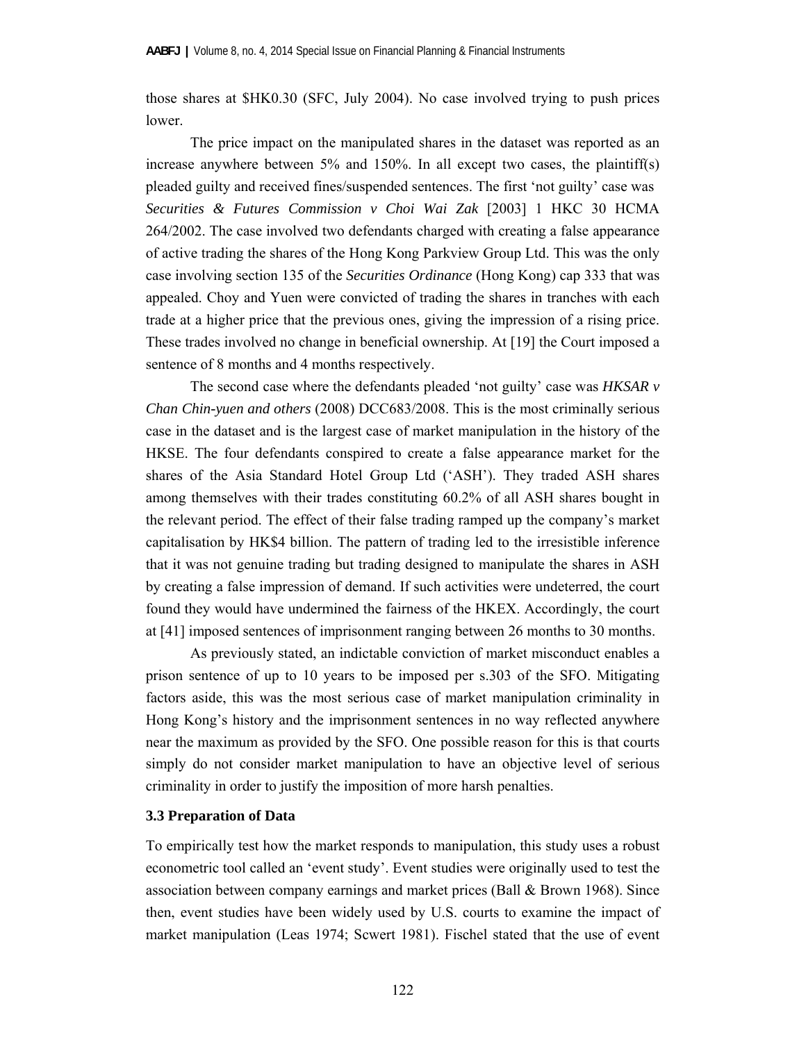those shares at $HK0.30 (SFC, July 2004). No case involved trying to push prices lower.

The price impact on the manipulated shares in the dataset was reported as an increase anywhere between 5% and 150%. In all except two cases, the plaintiff(s) pleaded guilty and received fines/suspended sentences. The first 'not guilty' case was *Securities & Futures Commission v Choi Wai Zak* [2003] 1 HKC 30 HCMA 264/2002. The case involved two defendants charged with creating a false appearance of active trading the shares of the Hong Kong Parkview Group Ltd. This was the only case involving section 135 of the *Securities Ordinance* (Hong Kong) cap 333 that was appealed. Choy and Yuen were convicted of trading the shares in tranches with each trade at a higher price that the previous ones, giving the impression of a rising price. These trades involved no change in beneficial ownership. At [19] the Court imposed a sentence of 8 months and 4 months respectively.

The second case where the defendants pleaded 'not guilty' case was *HKSAR v Chan Chin-yuen and others* (2008) DCC683/2008. This is the most criminally serious case in the dataset and is the largest case of market manipulation in the history of the HKSE. The four defendants conspired to create a false appearance market for the shares of the Asia Standard Hotel Group Ltd ('ASH'). They traded ASH shares among themselves with their trades constituting 60.2% of all ASH shares bought in the relevant period. The effect of their false trading ramped up the company's market capitalisation by HK$4 billion. The pattern of trading led to the irresistible inference that it was not genuine trading but trading designed to manipulate the shares in ASH by creating a false impression of demand. If such activities were undeterred, the court found they would have undermined the fairness of the HKEX. Accordingly, the court at [41] imposed sentences of imprisonment ranging between 26 months to 30 months.

As previously stated, an indictable conviction of market misconduct enables a prison sentence of up to 10 years to be imposed per s.303 of the SFO. Mitigating factors aside, this was the most serious case of market manipulation criminality in Hong Kong's history and the imprisonment sentences in no way reflected anywhere near the maximum as provided by the SFO. One possible reason for this is that courts simply do not consider market manipulation to have an objective level of serious criminality in order to justify the imposition of more harsh penalties.

### 3.3 Preparation of Data

To empirically test how the market responds to manipulation, this study uses a robust econometric tool called an 'event study'. Event studies were originally used to test the association between company earnings and market prices (Ball & Brown 1968). Since then, event studies have been widely used by U.S. courts to examine the impact of market manipulation (Leas 1974; Scwert 1981). Fischel stated that the use of event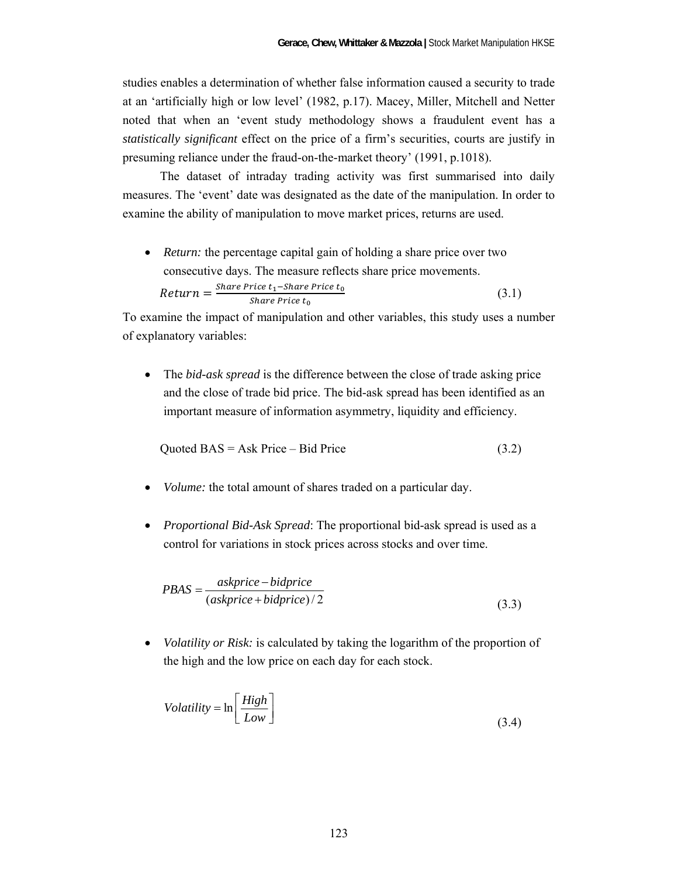studies enables a determination of whether false information caused a security to trade at an 'artificially high or low level' (1982, p.17). Macey, Miller, Mitchell and Netter noted that when an 'event study methodology shows a fraudulent event has a *statistically significant* effect on the price of a firm's securities, courts are justify in presuming reliance under the fraud-on-the-market theory' (1991, p.1018).

The dataset of intraday trading activity was first summarised into daily measures. The 'event' date was designated as the date of the manipulation. In order to examine the ability of manipulation to move market prices, returns are used.

- *Return:* the percentage capital gain of holding a share price over two consecutive days. The measure reflects share price movements.

$$Return = \frac{Share\ Price\ t_1 - Share\ Price\ t_0}{Share\ Price\ t_0} \tag{3.1}$$

To examine the impact of manipulation and other variables, this study uses a number of explanatory variables:

- The *bid-ask spread* is the difference between the close of trade asking price and the close of trade bid price. The bid-ask spread has been identified as an important measure of information asymmetry, liquidity and efficiency.

$$\text{Quoted BAS} = \text{Ask Price} - \text{Bid Price} \tag{3.2}$$

- *Volume:* the total amount of shares traded on a particular day.

- *Proportional Bid-Ask Spread*: The proportional bid-ask spread is used as a control for variations in stock prices across stocks and over time.

$$PBAS = \frac{askprice - bidprice}{(askprice + bidprice)/2} \tag{3.3}$$

- *Volatility or Risk:* is calculated by taking the logarithm of the proportion of the high and the low price on each day for each stock.

$$Volatility = \ln\left[\frac{High}{Low}\right] \tag{3.4}$$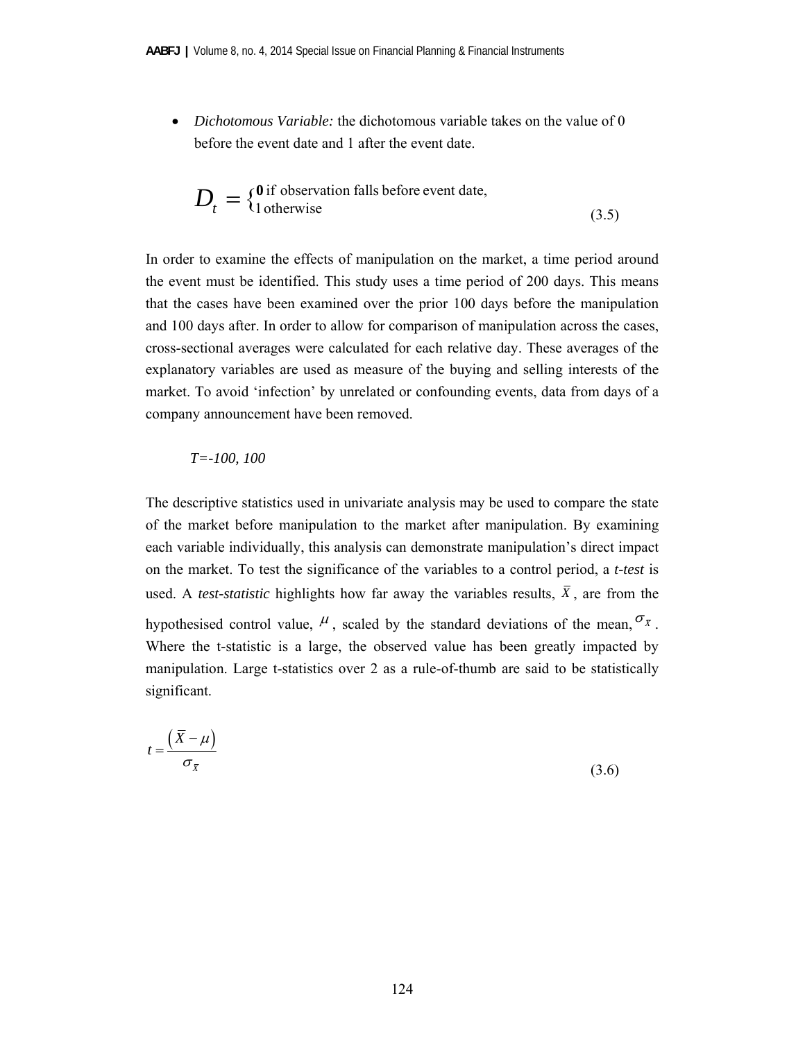- *Dichotomous Variable:* the dichotomous variable takes on the value of 0 before the event date and 1 after the event date.

$$D_t = \begin{cases} \mathbf{0} \text{ if observation falls before event date,} \\ 1 \text{ otherwise} \end{cases} \tag{3.5}$$

In order to examine the effects of manipulation on the market, a time period around the event must be identified. This study uses a time period of 200 days. This means that the cases have been examined over the prior 100 days before the manipulation and 100 days after. In order to allow for comparison of manipulation across the cases, cross-sectional averages were calculated for each relative day. These averages of the explanatory variables are used as measure of the buying and selling interests of the market. To avoid 'infection' by unrelated or confounding events, data from days of a company announcement have been removed.

*T=-100, 100*

The descriptive statistics used in univariate analysis may be used to compare the state of the market before manipulation to the market after manipulation. By examining each variable individually, this analysis can demonstrate manipulation's direct impact on the market. To test the significance of the variables to a control period, a *t-test* is used. A *test-statistic* highlights how far away the variables results, $\bar{X}$, are from the hypothesised control value, $\mu$, scaled by the standard deviations of the mean, $\sigma_{\bar{X}}$. Where the t-statistic is a large, the observed value has been greatly impacted by manipulation. Large t-statistics over 2 as a rule-of-thumb are said to be statistically significant.

$$t = \frac{\left(\bar{X} - \mu\right)}{\sigma_{\bar{X}}} \tag{3.6}$$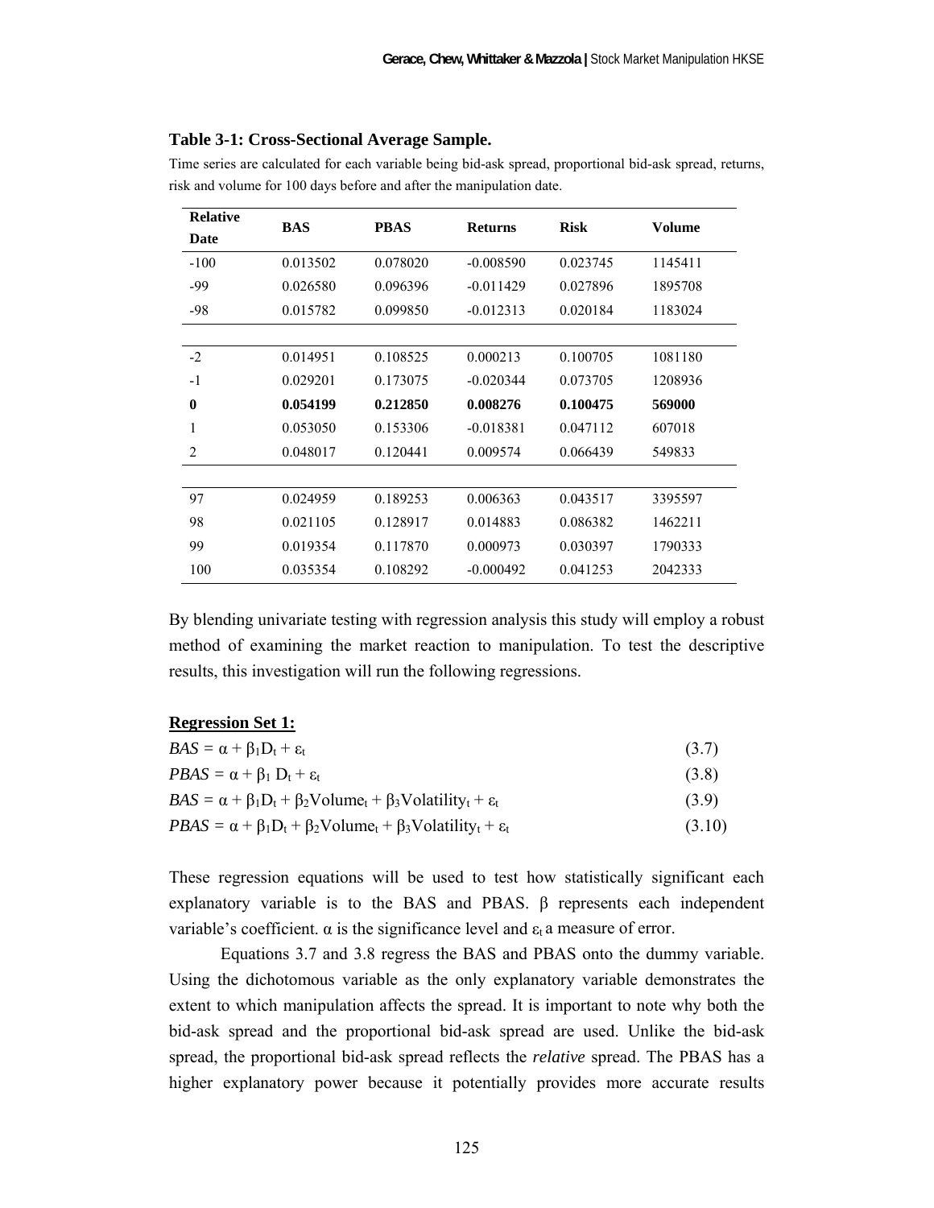**Table 3-1: Cross-Sectional Average Sample.**

Time series are calculated for each variable being bid-ask spread, proportional bid-ask spread, returns, risk and volume for 100 days before and after the manipulation date.

| Relative Date | BAS | PBAS | Returns | Risk | Volume |
|---|---|---|---|---|---|
| -100 | 0.013502 | 0.078020 | -0.008590 | 0.023745 | 1145411 |
| -99 | 0.026580 | 0.096396 | -0.011429 | 0.027896 | 1895708 |
| -98 | 0.015782 | 0.099850 | -0.012313 | 0.020184 | 1183024 |
| | | | | | |
| -2 | 0.014951 | 0.108525 | 0.000213 | 0.100705 | 1081180 |
| -1 | 0.029201 | 0.173075 | -0.020344 | 0.073705 | 1208936 |
| **0** | **0.054199** | **0.212850** | **0.008276** | **0.100475** | **569000** |
| 1 | 0.053050 | 0.153306 | -0.018381 | 0.047112 | 607018 |
| 2 | 0.048017 | 0.120441 | 0.009574 | 0.066439 | 549833 |
| | | | | | |
| 97 | 0.024959 | 0.189253 | 0.006363 | 0.043517 | 3395597 |
| 98 | 0.021105 | 0.128917 | 0.014883 | 0.086382 | 1462211 |
| 99 | 0.019354 | 0.117870 | 0.000973 | 0.030397 | 1790333 |
| 100 | 0.035354 | 0.108292 | -0.000492 | 0.041253 | 2042333 |

By blending univariate testing with regression analysis this study will employ a robust method of examining the market reaction to manipulation. To test the descriptive results, this investigation will run the following regressions.

**Regression Set 1:**

$$BAS = \alpha + \beta_1 D_t + \varepsilon_t \qquad (3.7)$$

$$PBAS = \alpha + \beta_1 D_t + \varepsilon_t \qquad (3.8)$$

$$BAS = \alpha + \beta_1 D_t + \beta_2 Volume_t + \beta_3 Volatility_t + \varepsilon_t \qquad (3.9)$$

$$PBAS = \alpha + \beta_1 D_t + \beta_2 Volume_t + \beta_3 Volatility_t + \varepsilon_t \qquad (3.10)$$

These regression equations will be used to test how statistically significant each explanatory variable is to the BAS and PBAS. $\beta$ represents each independent variable's coefficient. $\alpha$ is the significance level and $\varepsilon_t$ a measure of error.

Equations 3.7 and 3.8 regress the BAS and PBAS onto the dummy variable. Using the dichotomous variable as the only explanatory variable demonstrates the extent to which manipulation affects the spread. It is important to note why both the bid-ask spread and the proportional bid-ask spread are used. Unlike the bid-ask spread, the proportional bid-ask spread reflects the *relative* spread. The PBAS has a higher explanatory power because it potentially provides more accurate results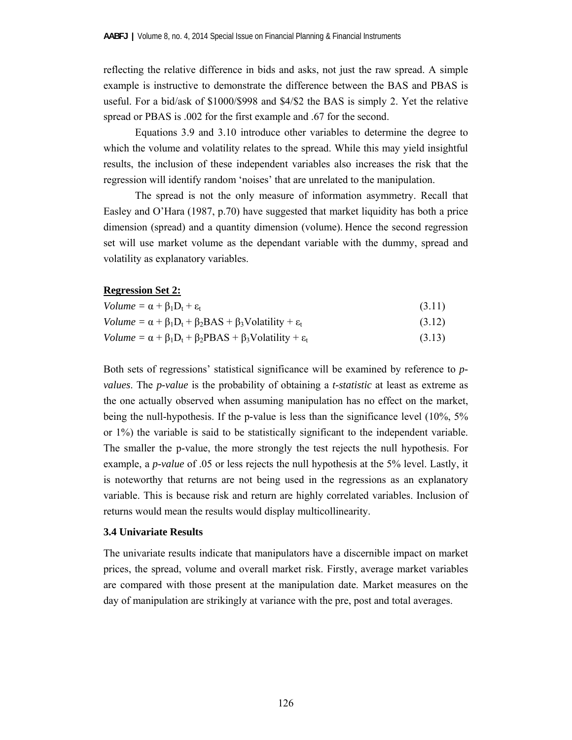reflecting the relative difference in bids and asks, not just the raw spread. A simple example is instructive to demonstrate the difference between the BAS and PBAS is useful. For a bid/ask of $1000/$998 and $4/$2 the BAS is simply 2. Yet the relative spread or PBAS is .002 for the first example and .67 for the second.

Equations 3.9 and 3.10 introduce other variables to determine the degree to which the volume and volatility relates to the spread. While this may yield insightful results, the inclusion of these independent variables also increases the risk that the regression will identify random 'noises' that are unrelated to the manipulation.

The spread is not the only measure of information asymmetry. Recall that Easley and O'Hara (1987, p.70) have suggested that market liquidity has both a price dimension (spread) and a quantity dimension (volume). Hence the second regression set will use market volume as the dependant variable with the dummy, spread and volatility as explanatory variables.

**Regression Set 2:**

$$\textit{Volume} = \alpha + \beta_1 D_t + \varepsilon_t \tag{3.11}$$

$$\textit{Volume} = \alpha + \beta_1 D_t + \beta_2 \text{BAS} + \beta_3 \text{Volatility} + \varepsilon_t \tag{3.12}$$

$$\textit{Volume} = \alpha + \beta_1 D_t + \beta_2 \text{PBAS} + \beta_3 \text{Volatility} + \varepsilon_t \tag{3.13}$$

Both sets of regressions' statistical significance will be examined by reference to *p-values*. The *p-value* is the probability of obtaining a *t-statistic* at least as extreme as the one actually observed when assuming manipulation has no effect on the market, being the null-hypothesis. If the p-value is less than the significance level (10%, 5% or 1%) the variable is said to be statistically significant to the independent variable. The smaller the p-value, the more strongly the test rejects the null hypothesis. For example, a *p-value* of .05 or less rejects the null hypothesis at the 5% level. Lastly, it is noteworthy that returns are not being used in the regressions as an explanatory variable. This is because risk and return are highly correlated variables. Inclusion of returns would mean the results would display multicollinearity.

### 3.4 Univariate Results

The univariate results indicate that manipulators have a discernible impact on market prices, the spread, volume and overall market risk. Firstly, average market variables are compared with those present at the manipulation date. Market measures on the day of manipulation are strikingly at variance with the pre, post and total averages.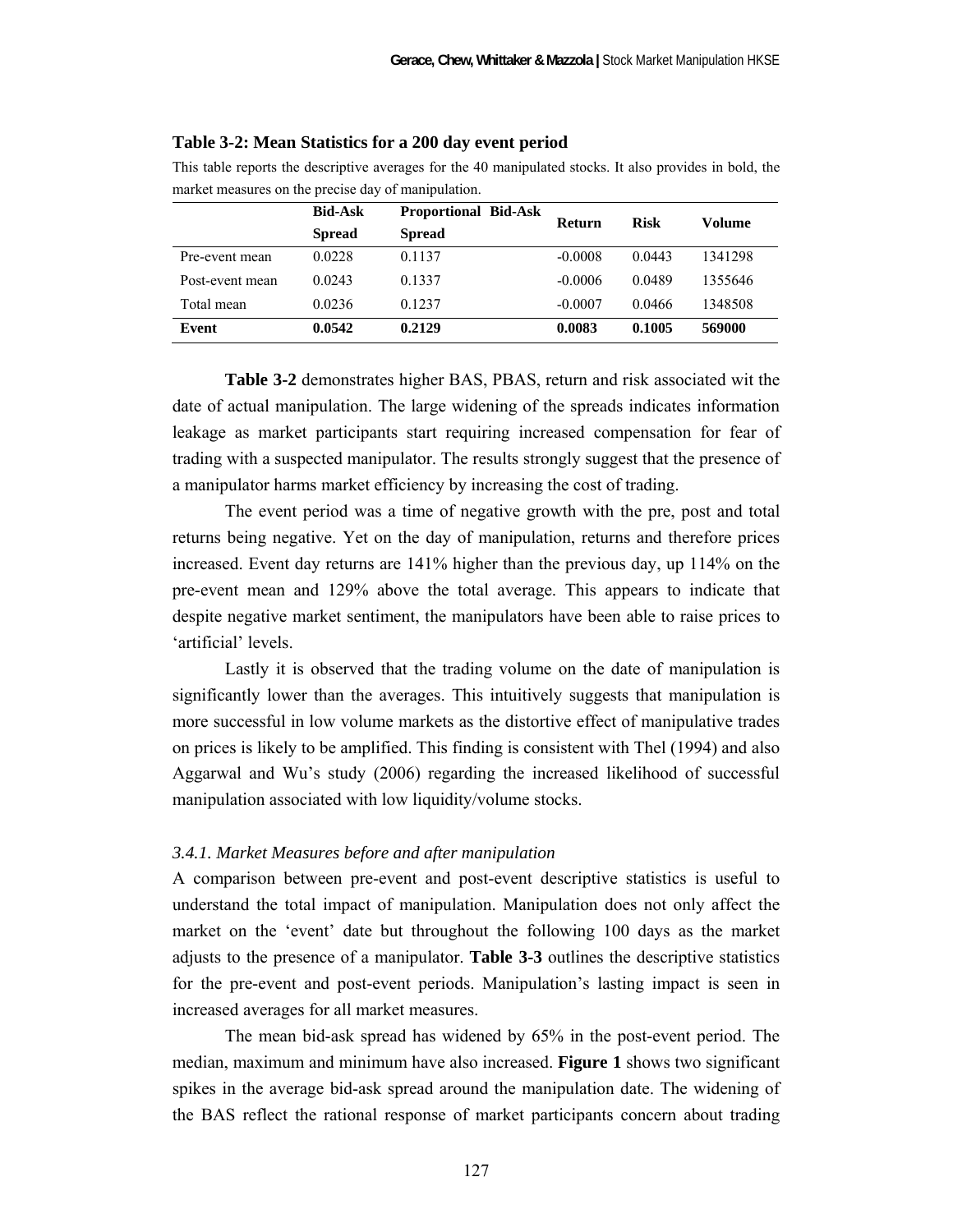**Table 3-2: Mean Statistics for a 200 day event period**

This table reports the descriptive averages for the 40 manipulated stocks. It also provides in bold, the market measures on the precise day of manipulation.

| | Bid-Ask Spread | Proportional Bid-Ask Spread | Return | Risk | Volume |
|---|---|---|---|---|---|
| Pre-event mean | 0.0228 | 0.1137 | -0.0008 | 0.0443 | 1341298 |
| Post-event mean | 0.0243 | 0.1337 | -0.0006 | 0.0489 | 1355646 |
| Total mean | 0.0236 | 0.1237 | -0.0007 | 0.0466 | 1348508 |
| **Event** | **0.0542** | **0.2129** | **0.0083** | **0.1005** | **569000** |

**Table 3-2** demonstrates higher BAS, PBAS, return and risk associated wit the date of actual manipulation. The large widening of the spreads indicates information leakage as market participants start requiring increased compensation for fear of trading with a suspected manipulator. The results strongly suggest that the presence of a manipulator harms market efficiency by increasing the cost of trading.

The event period was a time of negative growth with the pre, post and total returns being negative. Yet on the day of manipulation, returns and therefore prices increased. Event day returns are 141% higher than the previous day, up 114% on the pre-event mean and 129% above the total average. This appears to indicate that despite negative market sentiment, the manipulators have been able to raise prices to 'artificial' levels.

Lastly it is observed that the trading volume on the date of manipulation is significantly lower than the averages. This intuitively suggests that manipulation is more successful in low volume markets as the distortive effect of manipulative trades on prices is likely to be amplified. This finding is consistent with Thel (1994) and also Aggarwal and Wu's study (2006) regarding the increased likelihood of successful manipulation associated with low liquidity/volume stocks.

### *3.4.1. Market Measures before and after manipulation*

A comparison between pre-event and post-event descriptive statistics is useful to understand the total impact of manipulation. Manipulation does not only affect the market on the 'event' date but throughout the following 100 days as the market adjusts to the presence of a manipulator. **Table 3-3** outlines the descriptive statistics for the pre-event and post-event periods. Manipulation's lasting impact is seen in increased averages for all market measures.

The mean bid-ask spread has widened by 65% in the post-event period. The median, maximum and minimum have also increased. **Figure 1** shows two significant spikes in the average bid-ask spread around the manipulation date. The widening of the BAS reflect the rational response of market participants concern about trading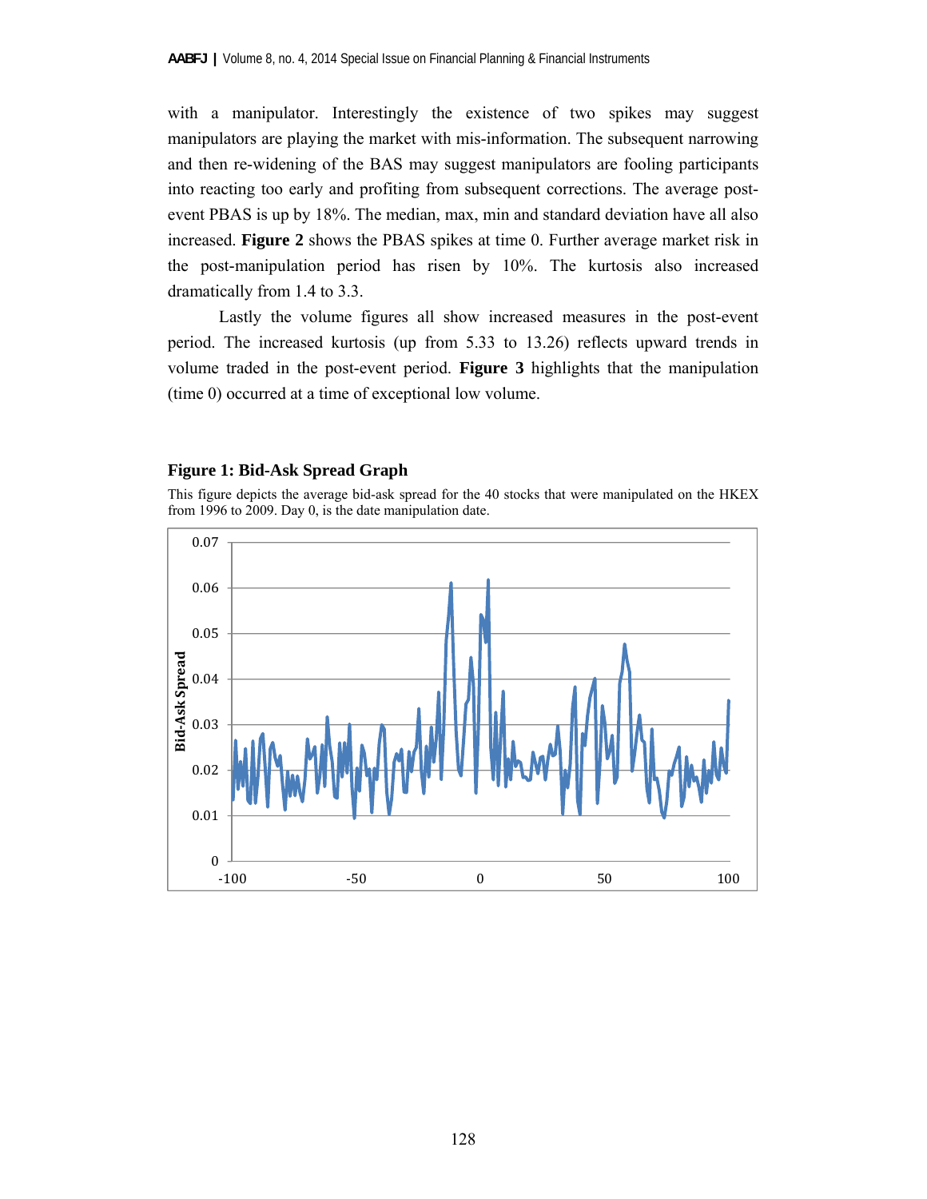with a manipulator. Interestingly the existence of two spikes may suggest manipulators are playing the market with mis-information. The subsequent narrowing and then re-widening of the BAS may suggest manipulators are fooling participants into reacting too early and profiting from subsequent corrections. The average post-event PBAS is up by 18%. The median, max, min and standard deviation have all also increased. **Figure 2** shows the PBAS spikes at time 0. Further average market risk in the post-manipulation period has risen by 10%. The kurtosis also increased dramatically from 1.4 to 3.3.

Lastly the volume figures all show increased measures in the post-event period. The increased kurtosis (up from 5.33 to 13.26) reflects upward trends in volume traded in the post-event period. **Figure 3** highlights that the manipulation (time 0) occurred at a time of exceptional low volume.

**Figure 1: Bid-Ask Spread Graph**

This figure depicts the average bid-ask spread for the 40 stocks that were manipulated on the HKEX from 1996 to 2009. Day 0, is the date manipulation date.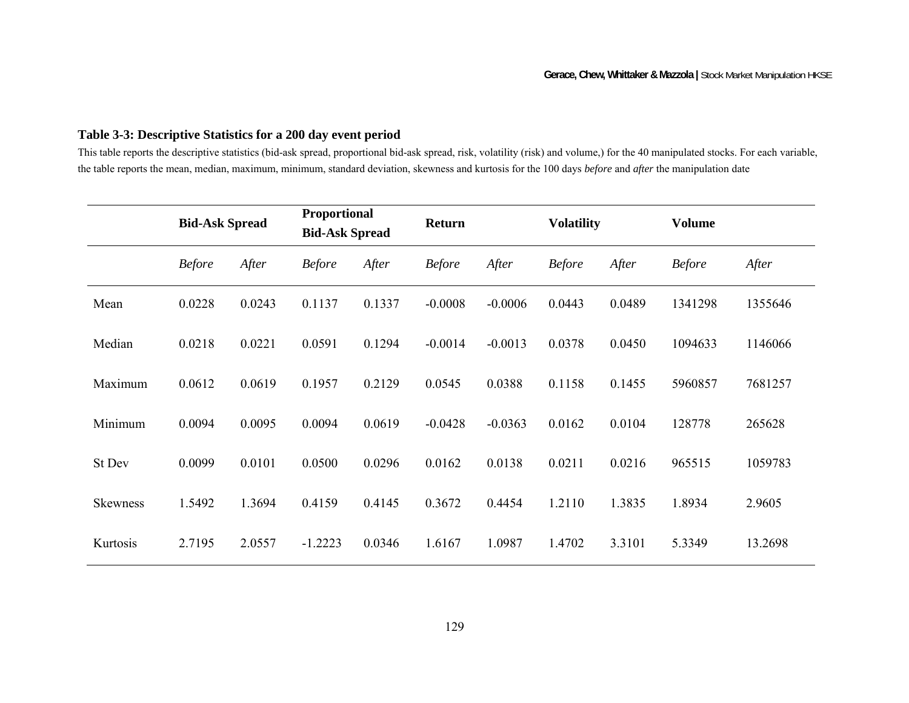**Table 3-3: Descriptive Statistics for a 200 day event period**

This table reports the descriptive statistics (bid-ask spread, proportional bid-ask spread, risk, volatility (risk) and volume,) for the 40 manipulated stocks. For each variable, the table reports the mean, median, maximum, minimum, standard deviation, skewness and kurtosis for the 100 days *before* and *after* the manipulation date

| | **Bid-Ask Spread** | | **Proportional Bid-Ask Spread** | | **Return** | | **Volatility** | | **Volume** | |
|---|---|---|---|---|---|---|---|---|---|---|
| | *Before* | *After* | *Before* | *After* | *Before* | *After* | *Before* | *After* | *Before* | *After* |
| Mean | 0.0228 | 0.0243 | 0.1137 | 0.1337 | -0.0008 | -0.0006 | 0.0443 | 0.0489 | 1341298 | 1355646 |
| Median | 0.0218 | 0.0221 | 0.0591 | 0.1294 | -0.0014 | -0.0013 | 0.0378 | 0.0450 | 1094633 | 1146066 |
| Maximum | 0.0612 | 0.0619 | 0.1957 | 0.2129 | 0.0545 | 0.0388 | 0.1158 | 0.1455 | 5960857 | 7681257 |
| Minimum | 0.0094 | 0.0095 | 0.0094 | 0.0619 | -0.0428 | -0.0363 | 0.0162 | 0.0104 | 128778 | 265628 |
| St Dev | 0.0099 | 0.0101 | 0.0500 | 0.0296 | 0.0162 | 0.0138 | 0.0211 | 0.0216 | 965515 | 1059783 |
| Skewness | 1.5492 | 1.3694 | 0.4159 | 0.4145 | 0.3672 | 0.4454 | 1.2110 | 1.3835 | 1.8934 | 2.9605 |
| Kurtosis | 2.7195 | 2.0557 | -1.2223 | 0.0346 | 1.6167 | 1.0987 | 1.4702 | 3.3101 | 5.3349 | 13.2698 |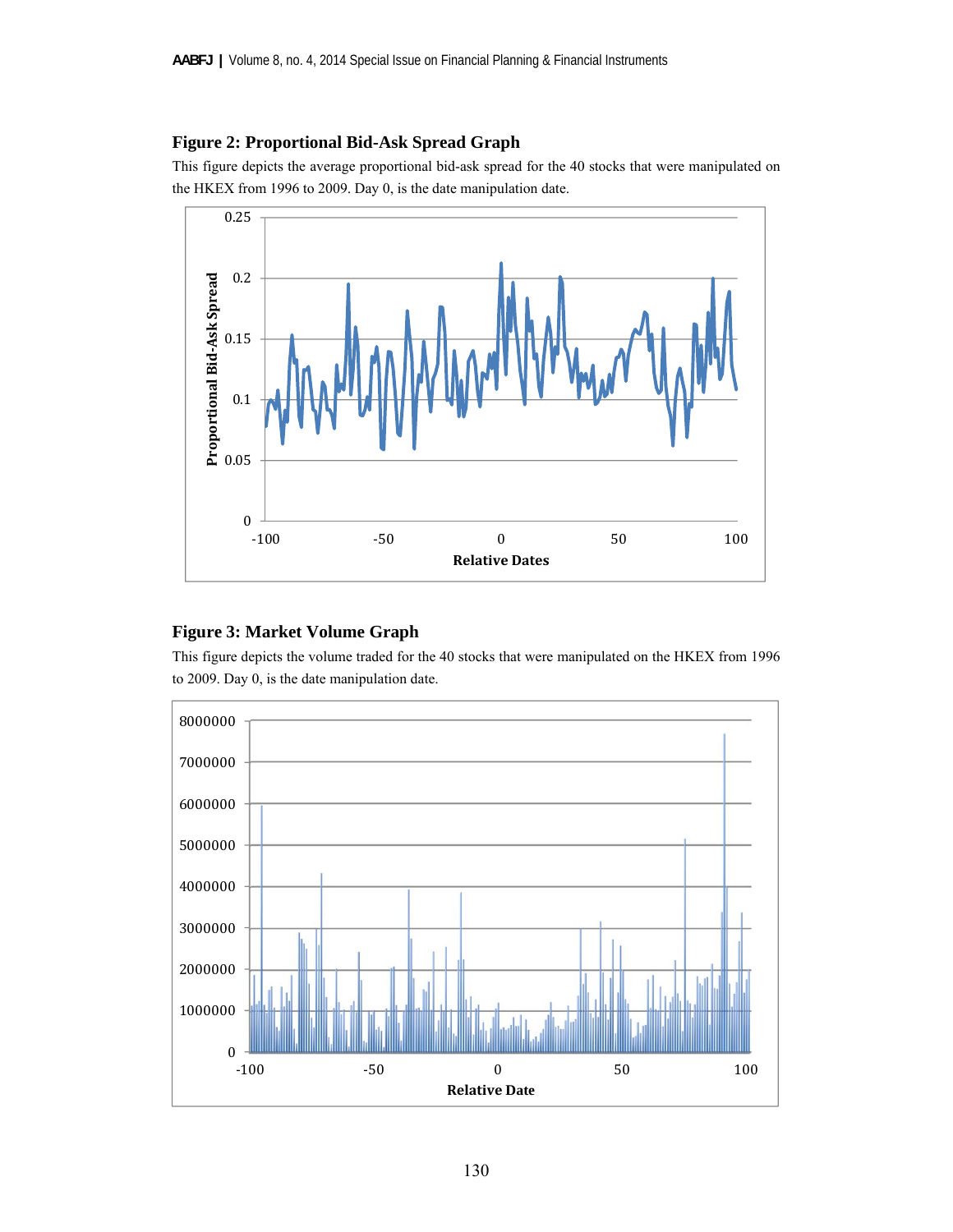**Figure 2: Proportional Bid-Ask Spread Graph**

This figure depicts the average proportional bid-ask spread for the 40 stocks that were manipulated on the HKEX from 1996 to 2009. Day 0, is the date manipulation date.

**Figure 3: Market Volume Graph**

This figure depicts the volume traded for the 40 stocks that were manipulated on the HKEX from 1996 to 2009. Day 0, is the date manipulation date.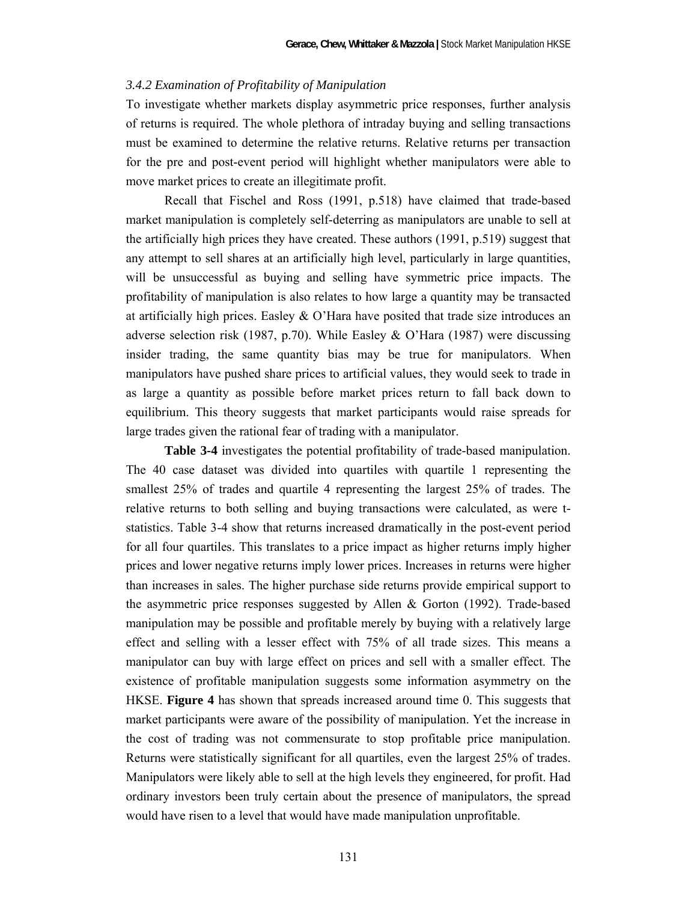### *3.4.2 Examination of Profitability of Manipulation*

To investigate whether markets display asymmetric price responses, further analysis of returns is required. The whole plethora of intraday buying and selling transactions must be examined to determine the relative returns. Relative returns per transaction for the pre and post-event period will highlight whether manipulators were able to move market prices to create an illegitimate profit.

Recall that Fischel and Ross (1991, p.518) have claimed that trade-based market manipulation is completely self-deterring as manipulators are unable to sell at the artificially high prices they have created. These authors (1991, p.519) suggest that any attempt to sell shares at an artificially high level, particularly in large quantities, will be unsuccessful as buying and selling have symmetric price impacts. The profitability of manipulation is also relates to how large a quantity may be transacted at artificially high prices. Easley & O'Hara have posited that trade size introduces an adverse selection risk (1987, p.70). While Easley & O'Hara (1987) were discussing insider trading, the same quantity bias may be true for manipulators. When manipulators have pushed share prices to artificial values, they would seek to trade in as large a quantity as possible before market prices return to fall back down to equilibrium. This theory suggests that market participants would raise spreads for large trades given the rational fear of trading with a manipulator.

**Table 3-4** investigates the potential profitability of trade-based manipulation. The 40 case dataset was divided into quartiles with quartile 1 representing the smallest 25% of trades and quartile 4 representing the largest 25% of trades. The relative returns to both selling and buying transactions were calculated, as were t-statistics. Table 3-4 show that returns increased dramatically in the post-event period for all four quartiles. This translates to a price impact as higher returns imply higher prices and lower negative returns imply lower prices. Increases in returns were higher than increases in sales. The higher purchase side returns provide empirical support to the asymmetric price responses suggested by Allen & Gorton (1992). Trade-based manipulation may be possible and profitable merely by buying with a relatively large effect and selling with a lesser effect with 75% of all trade sizes. This means a manipulator can buy with large effect on prices and sell with a smaller effect. The existence of profitable manipulation suggests some information asymmetry on the HKSE. **Figure 4** has shown that spreads increased around time 0. This suggests that market participants were aware of the possibility of manipulation. Yet the increase in the cost of trading was not commensurate to stop profitable price manipulation. Returns were statistically significant for all quartiles, even the largest 25% of trades. Manipulators were likely able to sell at the high levels they engineered, for profit. Had ordinary investors been truly certain about the presence of manipulators, the spread would have risen to a level that would have made manipulation unprofitable.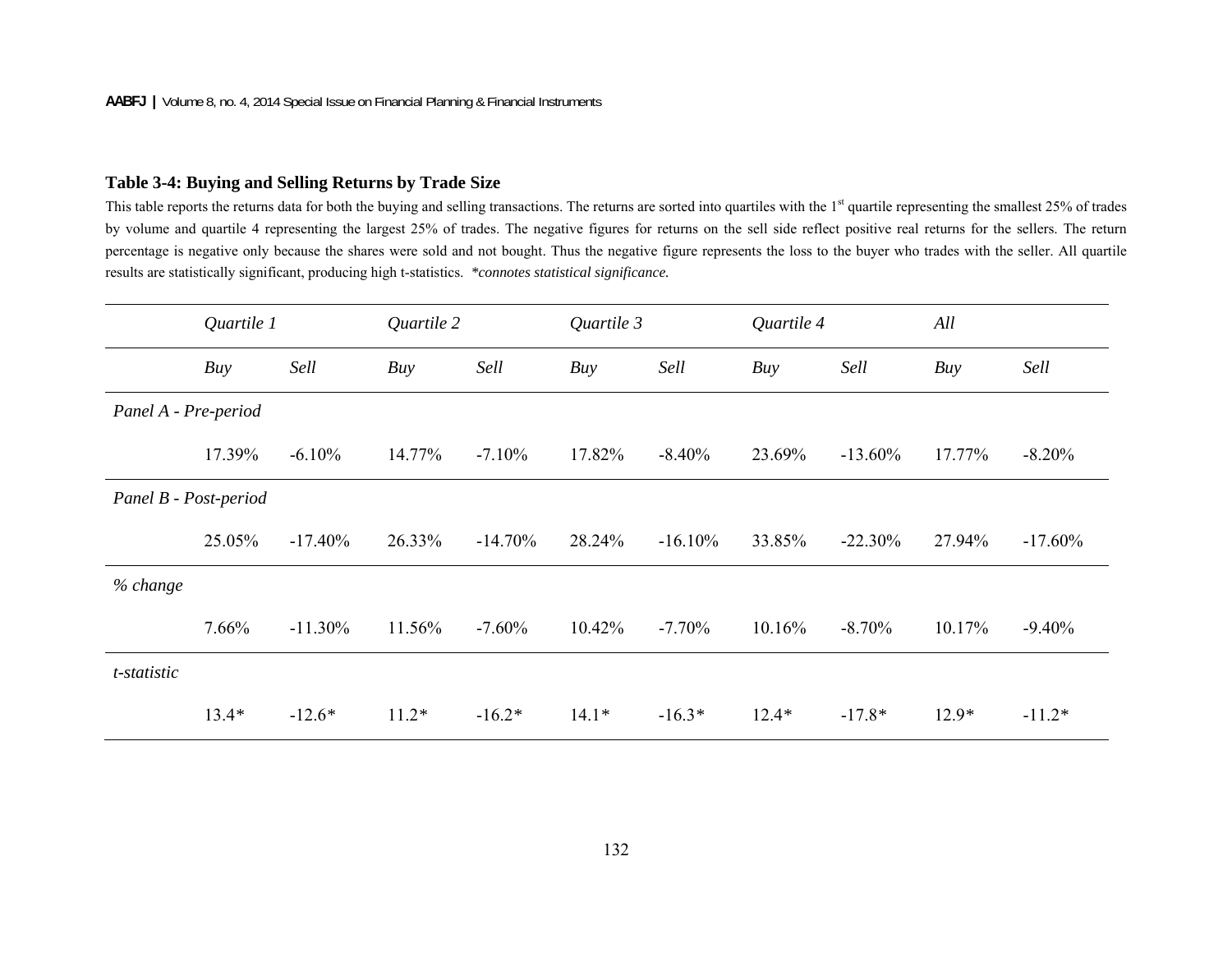**Table 3-4: Buying and Selling Returns by Trade Size**

This table reports the returns data for both the buying and selling transactions. The returns are sorted into quartiles with the 1st quartile representing the smallest 25% of trades by volume and quartile 4 representing the largest 25% of trades. The negative figures for returns on the sell side reflect positive real returns for the sellers. The return percentage is negative only because the shares were sold and not bought. Thus the negative figure represents the loss to the buyer who trades with the seller. All quartile results are statistically significant, producing high t-statistics. *\*connotes statistical significance.*

| | *Quartile 1* | | *Quartile 2* | | *Quartile 3* | | *Quartile 4* | | *All* | |
|---|---|---|---|---|---|---|---|---|---|---|
| | *Buy* | *Sell* | *Buy* | *Sell* | *Buy* | *Sell* | *Buy* | *Sell* | *Buy* | *Sell* |
| *Panel A - Pre-period* | | | | | | | | | | |
| | 17.39% | -6.10% | 14.77% | -7.10% | 17.82% | -8.40% | 23.69% | -13.60% | 17.77% | -8.20% |
| *Panel B - Post-period* | | | | | | | | | | |
| | 25.05% | -17.40% | 26.33% | -14.70% | 28.24% | -16.10% | 33.85% | -22.30% | 27.94% | -17.60% |
| *% change* | | | | | | | | | | |
| | 7.66% | -11.30% | 11.56% | -7.60% | 10.42% | -7.70% | 10.16% | -8.70% | 10.17% | -9.40% |
| *t-statistic* | | | | | | | | | | |
| | 13.4* | -12.6* | 11.2* | -16.2* | 14.1* | -16.3* | 12.4* | -17.8* | 12.9* | -11.2* |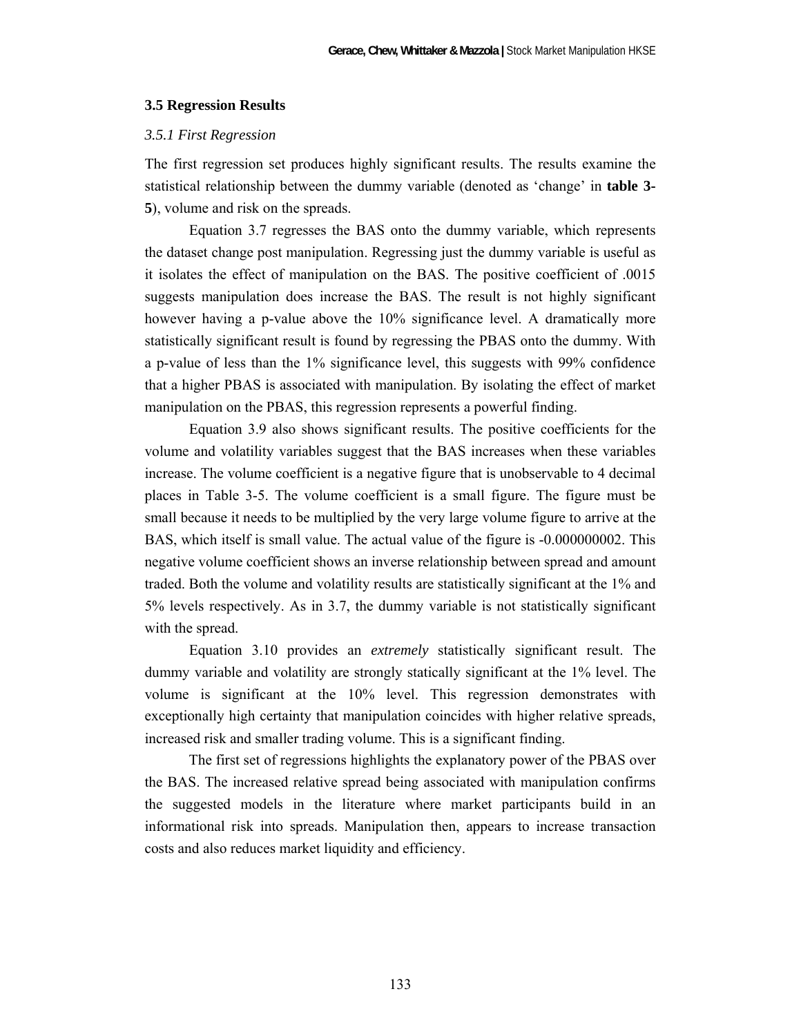### 3.5 Regression Results

#### *3.5.1 First Regression*

The first regression set produces highly significant results. The results examine the statistical relationship between the dummy variable (denoted as 'change' in **table 3-5**), volume and risk on the spreads.

Equation 3.7 regresses the BAS onto the dummy variable, which represents the dataset change post manipulation. Regressing just the dummy variable is useful as it isolates the effect of manipulation on the BAS. The positive coefficient of .0015 suggests manipulation does increase the BAS. The result is not highly significant however having a p-value above the 10% significance level. A dramatically more statistically significant result is found by regressing the PBAS onto the dummy. With a p-value of less than the 1% significance level, this suggests with 99% confidence that a higher PBAS is associated with manipulation. By isolating the effect of market manipulation on the PBAS, this regression represents a powerful finding.

Equation 3.9 also shows significant results. The positive coefficients for the volume and volatility variables suggest that the BAS increases when these variables increase. The volume coefficient is a negative figure that is unobservable to 4 decimal places in Table 3-5. The volume coefficient is a small figure. The figure must be small because it needs to be multiplied by the very large volume figure to arrive at the BAS, which itself is small value. The actual value of the figure is -0.000000002. This negative volume coefficient shows an inverse relationship between spread and amount traded. Both the volume and volatility results are statistically significant at the 1% and 5% levels respectively. As in 3.7, the dummy variable is not statistically significant with the spread.

Equation 3.10 provides an *extremely* statistically significant result. The dummy variable and volatility are strongly statically significant at the 1% level. The volume is significant at the 10% level. This regression demonstrates with exceptionally high certainty that manipulation coincides with higher relative spreads, increased risk and smaller trading volume. This is a significant finding.

The first set of regressions highlights the explanatory power of the PBAS over the BAS. The increased relative spread being associated with manipulation confirms the suggested models in the literature where market participants build in an informational risk into spreads. Manipulation then, appears to increase transaction costs and also reduces market liquidity and efficiency.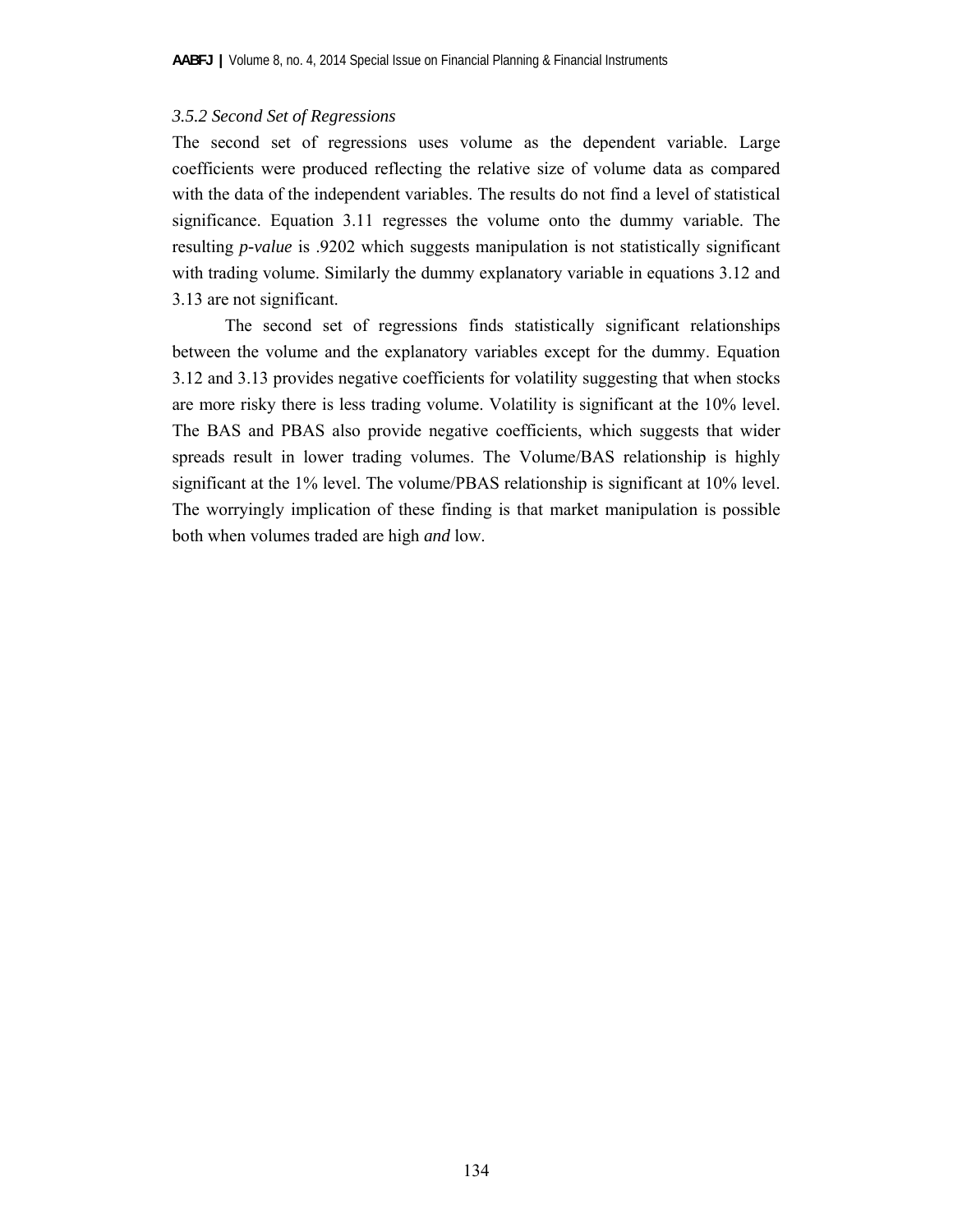### *3.5.2 Second Set of Regressions*

The second set of regressions uses volume as the dependent variable. Large coefficients were produced reflecting the relative size of volume data as compared with the data of the independent variables. The results do not find a level of statistical significance. Equation 3.11 regresses the volume onto the dummy variable. The resulting ***p-value*** is .9202 which suggests manipulation is not statistically significant with trading volume. Similarly the dummy explanatory variable in equations 3.12 and 3.13 are not significant.

The second set of regressions finds statistically significant relationships between the volume and the explanatory variables except for the dummy. Equation 3.12 and 3.13 provides negative coefficients for volatility suggesting that when stocks are more risky there is less trading volume. Volatility is significant at the 10% level. The BAS and PBAS also provide negative coefficients, which suggests that wider spreads result in lower trading volumes. The Volume/BAS relationship is highly significant at the 1% level. The volume/PBAS relationship is significant at 10% level. The worryingly implication of these finding is that market manipulation is possible both when volumes traded are high *and* low.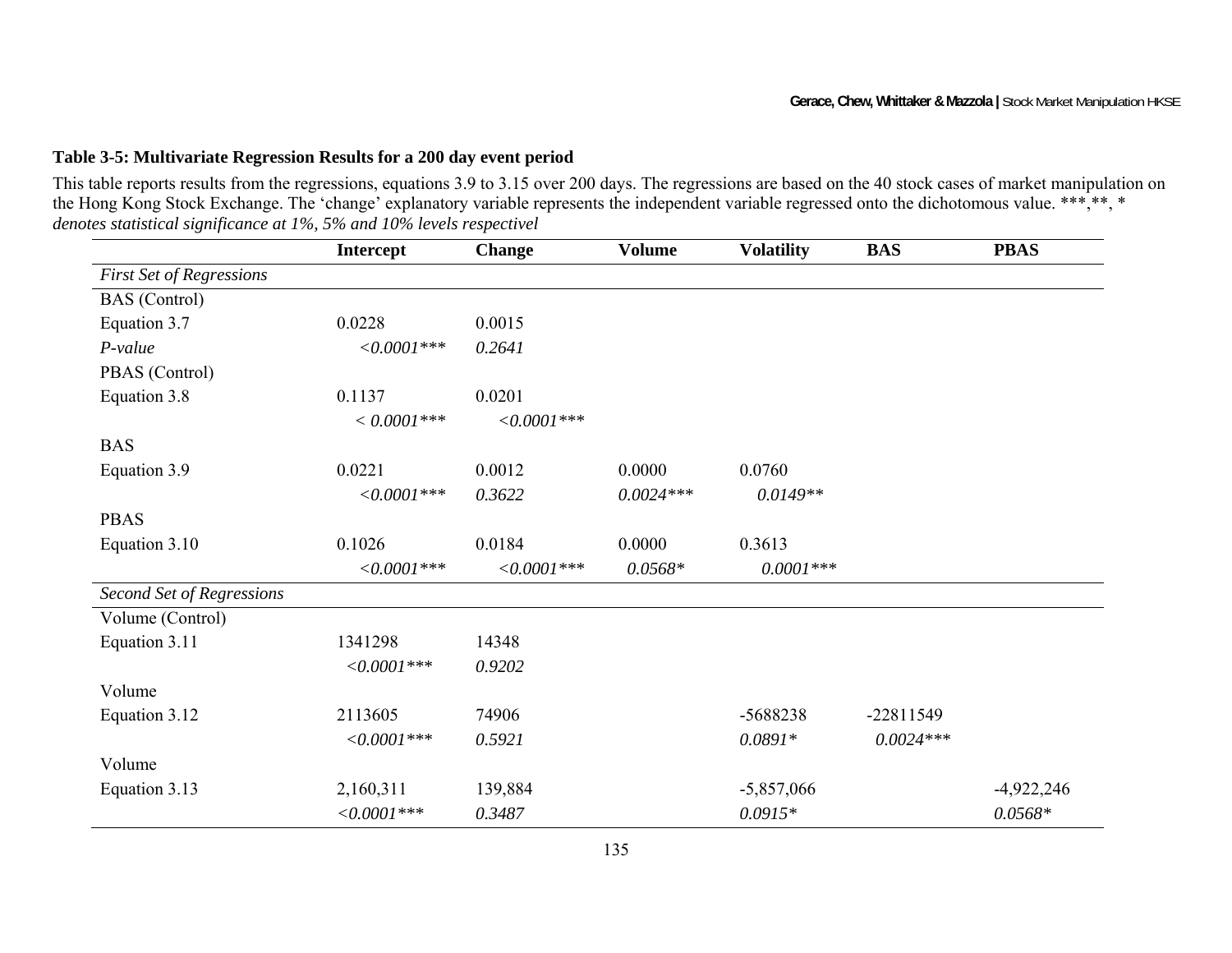**Table 3-5: Multivariate Regression Results for a 200 day event period**

This table reports results from the regressions, equations 3.9 to 3.15 over 200 days. The regressions are based on the 40 stock cases of market manipulation on the Hong Kong Stock Exchange. The 'change' explanatory variable represents the independent variable regressed onto the dichotomous value. ***,**, * *denotes statistical significance at 1%, 5% and 10% levels respectivel*

| | Intercept | Change | Volume | Volatility | BAS | PBAS |
|---|---|---|---|---|---|---|
| *First Set of Regressions* | | | | | | |
| BAS (Control) | | | | | | |
| Equation 3.7 | 0.0228 | 0.0015 | | | | |
| *P-value* | *<0.0001**** | *0.2641* | | | | |
| PBAS (Control) | | | | | | |
| Equation 3.8 | 0.1137 | 0.0201 | | | | |
| | *< 0.0001**** | *<0.0001**** | | | | |
| BAS | | | | | | |
| Equation 3.9 | 0.0221 | 0.0012 | 0.0000 | 0.0760 | | |
| | *<0.0001**** | *0.3622* | *0.0024**** | *0.0149*** | | |
| PBAS | | | | | | |
| Equation 3.10 | 0.1026 | 0.0184 | 0.0000 | 0.3613 | | |
| | *<0.0001**** | *<0.0001**** | *0.0568** | *0.0001**** | | |
| *Second Set of Regressions* | | | | | | |
| Volume (Control) | | | | | | |
| Equation 3.11 | 1341298 | 14348 | | | | |
| | *<0.0001**** | *0.9202* | | | | |
| Volume | | | | | | |
| Equation 3.12 | 2113605 | 74906 | | -5688238 | -22811549 | |
| | *<0.0001**** | *0.5921* | | *0.0891** | *0.0024**** | |
| Volume | | | | | | |
| Equation 3.13 | 2,160,311 | 139,884 | | -5,857,066 | | -4,922,246 |
| | *<0.0001**** | *0.3487* | | *0.0915** | | *0.0568** |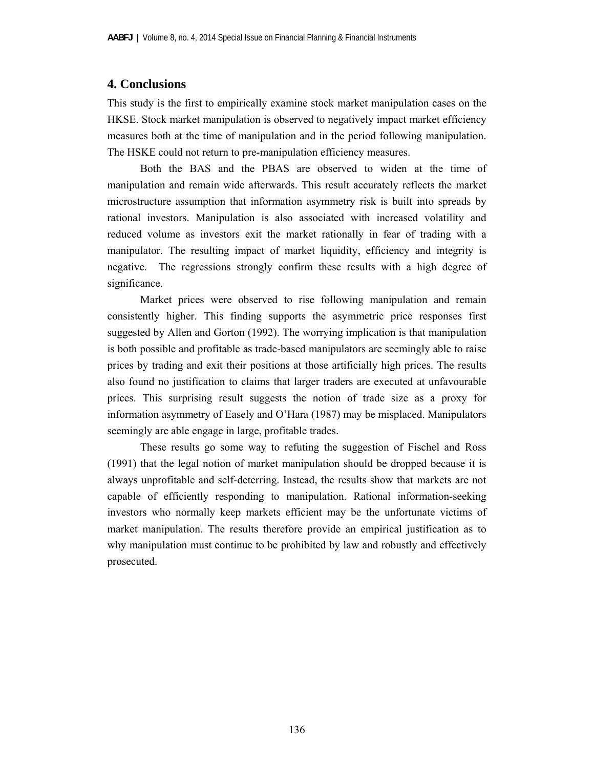## 4. Conclusions

This study is the first to empirically examine stock market manipulation cases on the HKSE. Stock market manipulation is observed to negatively impact market efficiency measures both at the time of manipulation and in the period following manipulation. The HSKE could not return to pre-manipulation efficiency measures.

Both the BAS and the PBAS are observed to widen at the time of manipulation and remain wide afterwards. This result accurately reflects the market microstructure assumption that information asymmetry risk is built into spreads by rational investors. Manipulation is also associated with increased volatility and reduced volume as investors exit the market rationally in fear of trading with a manipulator. The resulting impact of market liquidity, efficiency and integrity is negative. The regressions strongly confirm these results with a high degree of significance.

Market prices were observed to rise following manipulation and remain consistently higher. This finding supports the asymmetric price responses first suggested by Allen and Gorton (1992). The worrying implication is that manipulation is both possible and profitable as trade-based manipulators are seemingly able to raise prices by trading and exit their positions at those artificially high prices. The results also found no justification to claims that larger traders are executed at unfavourable prices. This surprising result suggests the notion of trade size as a proxy for information asymmetry of Easely and O'Hara (1987) may be misplaced. Manipulators seemingly are able engage in large, profitable trades.

These results go some way to refuting the suggestion of Fischel and Ross (1991) that the legal notion of market manipulation should be dropped because it is always unprofitable and self-deterring. Instead, the results show that markets are not capable of efficiently responding to manipulation. Rational information-seeking investors who normally keep markets efficient may be the unfortunate victims of market manipulation. The results therefore provide an empirical justification as to why manipulation must continue to be prohibited by law and robustly and effectively prosecuted.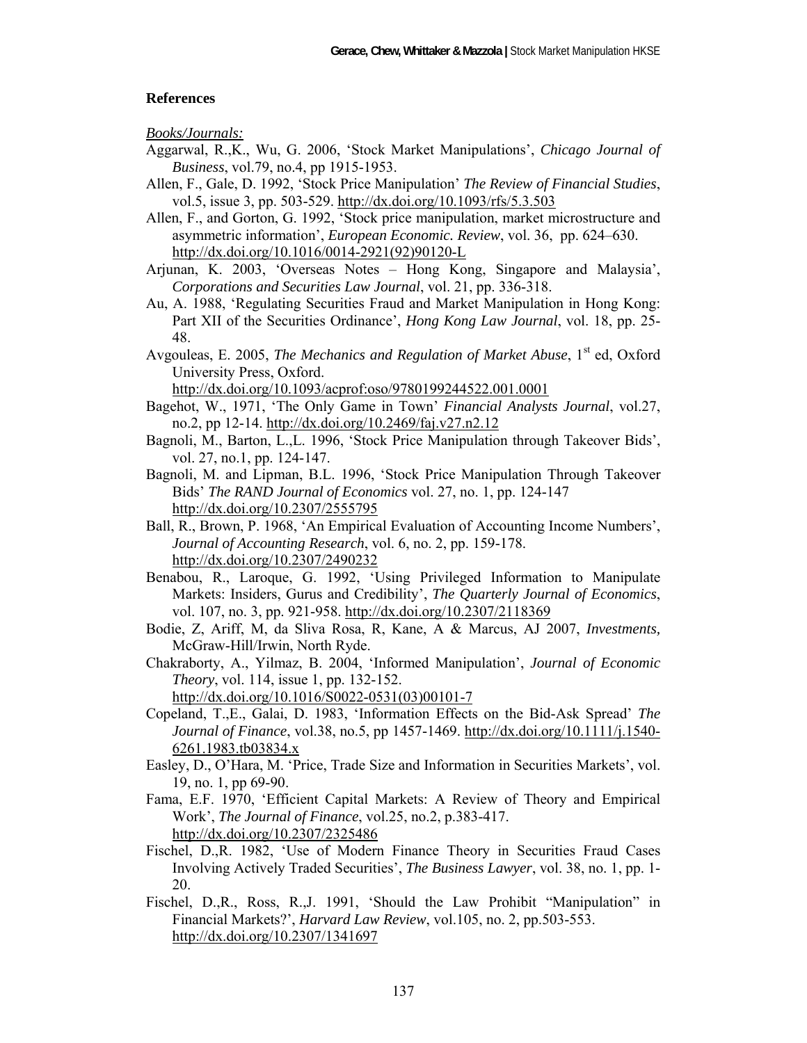## References

*Books/Journals:*

Aggarwal, R.,K., Wu, G. 2006, 'Stock Market Manipulations', *Chicago Journal of Business*, vol.79, no.4, pp 1915-1953.

Allen, F., Gale, D. 1992, 'Stock Price Manipulation' *The Review of Financial Studies*, vol.5, issue 3, pp. 503-529. http://dx.doi.org/10.1093/rfs/5.3.503

Allen, F., and Gorton, G. 1992, 'Stock price manipulation, market microstructure and asymmetric information', *European Economic. Review*, vol. 36, pp. 624–630. http://dx.doi.org/10.1016/0014-2921(92)90120-L

Arjunan, K. 2003, 'Overseas Notes – Hong Kong, Singapore and Malaysia', *Corporations and Securities Law Journal*, vol. 21, pp. 336-318.

Au, A. 1988, 'Regulating Securities Fraud and Market Manipulation in Hong Kong: Part XII of the Securities Ordinance', *Hong Kong Law Journal*, vol. 18, pp. 25-48.

Avgouleas, E. 2005, *The Mechanics and Regulation of Market Abuse*, 1st ed, Oxford University Press, Oxford. http://dx.doi.org/10.1093/acprof:oso/9780199244522.001.0001

Bagehot, W., 1971, 'The Only Game in Town' *Financial Analysts Journal*, vol.27, no.2, pp 12-14. http://dx.doi.org/10.2469/faj.v27.n2.12

Bagnoli, M., Barton, L.,L. 1996, 'Stock Price Manipulation through Takeover Bids', vol. 27, no.1, pp. 124-147.

Bagnoli, M. and Lipman, B.L. 1996, 'Stock Price Manipulation Through Takeover Bids' *The RAND Journal of Economics* vol. 27, no. 1, pp. 124-147 http://dx.doi.org/10.2307/2555795

Ball, R., Brown, P. 1968, 'An Empirical Evaluation of Accounting Income Numbers', *Journal of Accounting Research*, vol. 6, no. 2, pp. 159-178. http://dx.doi.org/10.2307/2490232

Benabou, R., Laroque, G. 1992, 'Using Privileged Information to Manipulate Markets: Insiders, Gurus and Credibility', *The Quarterly Journal of Economics*, vol. 107, no. 3, pp. 921-958. http://dx.doi.org/10.2307/2118369

Bodie, Z, Ariff, M, da Sliva Rosa, R, Kane, A & Marcus, AJ 2007, *Investments*, McGraw-Hill/Irwin, North Ryde.

Chakraborty, A., Yilmaz, B. 2004, 'Informed Manipulation', *Journal of Economic Theory*, vol. 114, issue 1, pp. 132-152. http://dx.doi.org/10.1016/S0022-0531(03)00101-7

Copeland, T.,E., Galai, D. 1983, 'Information Effects on the Bid-Ask Spread' *The Journal of Finance*, vol.38, no.5, pp 1457-1469. http://dx.doi.org/10.1111/j.1540-6261.1983.tb03834.x

Easley, D., O'Hara, M. 'Price, Trade Size and Information in Securities Markets', vol. 19, no. 1, pp 69-90.

Fama, E.F. 1970, 'Efficient Capital Markets: A Review of Theory and Empirical Work', *The Journal of Finance*, vol.25, no.2, p.383-417. http://dx.doi.org/10.2307/2325486

Fischel, D.,R. 1982, 'Use of Modern Finance Theory in Securities Fraud Cases Involving Actively Traded Securities', *The Business Lawyer*, vol. 38, no. 1, pp. 1-20.

Fischel, D.,R., Ross, R.,J. 1991, 'Should the Law Prohibit "Manipulation" in Financial Markets?', *Harvard Law Review*, vol.105, no. 2, pp.503-553. http://dx.doi.org/10.2307/1341697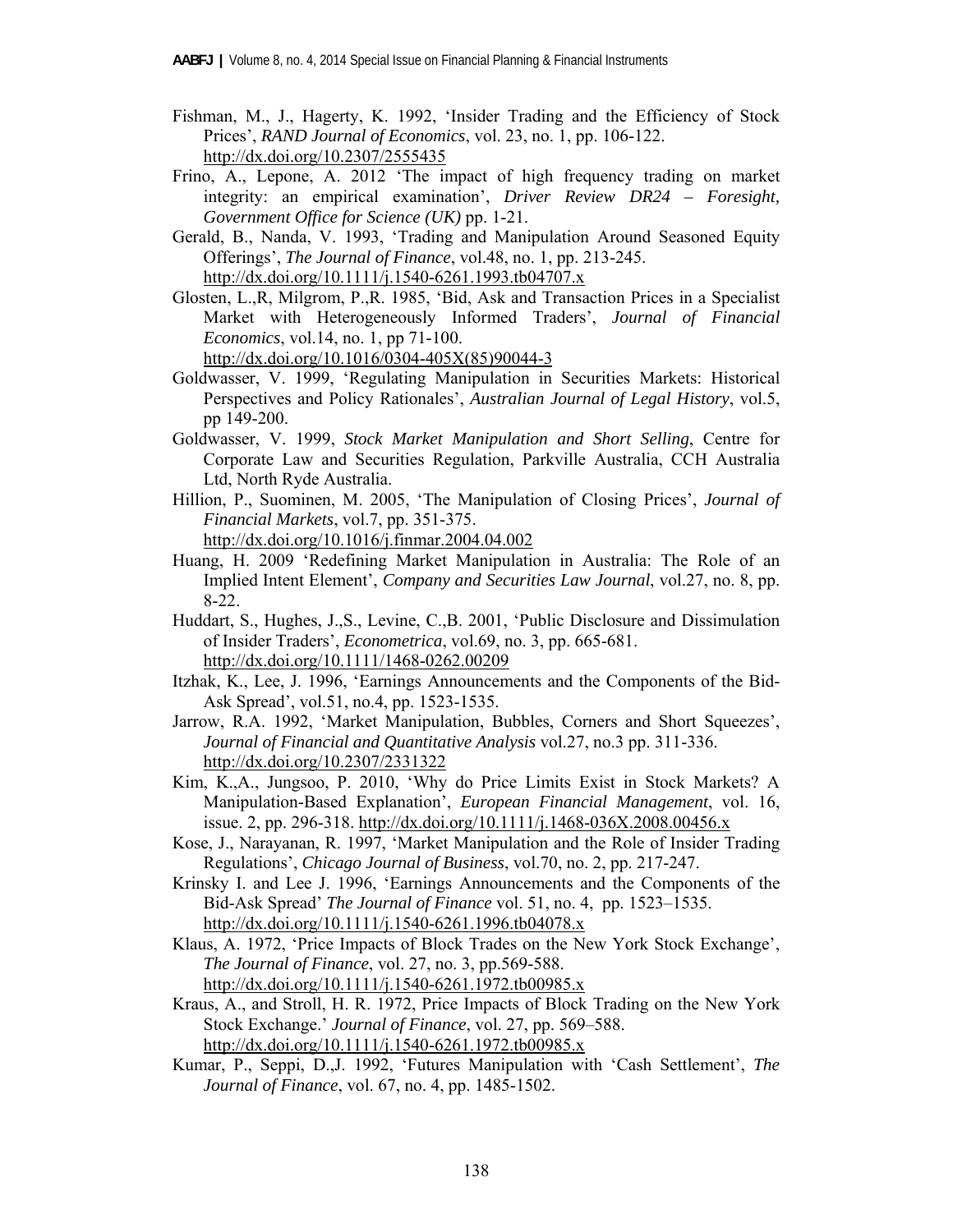Fishman, M., J., Hagerty, K. 1992, 'Insider Trading and the Efficiency of Stock Prices', *RAND Journal of Economics*, vol. 23, no. 1, pp. 106-122. http://dx.doi.org/10.2307/2555435

Frino, A., Lepone, A. 2012 'The impact of high frequency trading on market integrity: an empirical examination', *Driver Review DR24 – Foresight, Government Office for Science (UK)* pp. 1-21.

Gerald, B., Nanda, V. 1993, 'Trading and Manipulation Around Seasoned Equity Offerings', *The Journal of Finance*, vol.48, no. 1, pp. 213-245. http://dx.doi.org/10.1111/j.1540-6261.1993.tb04707.x

Glosten, L.,R, Milgrom, P.,R. 1985, 'Bid, Ask and Transaction Prices in a Specialist Market with Heterogeneously Informed Traders', *Journal of Financial Economics*, vol.14, no. 1, pp 71-100. http://dx.doi.org/10.1016/0304-405X(85)90044-3

Goldwasser, V. 1999, 'Regulating Manipulation in Securities Markets: Historical Perspectives and Policy Rationales', *Australian Journal of Legal History*, vol.5, pp 149-200.

Goldwasser, V. 1999, *Stock Market Manipulation and Short Selling*, Centre for Corporate Law and Securities Regulation, Parkville Australia, CCH Australia Ltd, North Ryde Australia.

Hillion, P., Suominen, M. 2005, 'The Manipulation of Closing Prices', *Journal of Financial Markets*, vol.7, pp. 351-375. http://dx.doi.org/10.1016/j.finmar.2004.04.002

Huang, H. 2009 'Redefining Market Manipulation in Australia: The Role of an Implied Intent Element', *Company and Securities Law Journal*, vol.27, no. 8, pp. 8-22.

Huddart, S., Hughes, J.,S., Levine, C.,B. 2001, 'Public Disclosure and Dissimulation of Insider Traders', *Econometrica*, vol.69, no. 3, pp. 665-681. http://dx.doi.org/10.1111/1468-0262.00209

Itzhak, K., Lee, J. 1996, 'Earnings Announcements and the Components of the Bid-Ask Spread', vol.51, no.4, pp. 1523-1535.

Jarrow, R.A. 1992, 'Market Manipulation, Bubbles, Corners and Short Squeezes', *Journal of Financial and Quantitative Analysis* vol.27, no.3 pp. 311-336. http://dx.doi.org/10.2307/2331322

Kim, K.,A., Jungsoo, P. 2010, 'Why do Price Limits Exist in Stock Markets? A Manipulation-Based Explanation', *European Financial Management*, vol. 16, issue. 2, pp. 296-318. http://dx.doi.org/10.1111/j.1468-036X.2008.00456.x

Kose, J., Narayanan, R. 1997, 'Market Manipulation and the Role of Insider Trading Regulations', *Chicago Journal of Business*, vol.70, no. 2, pp. 217-247.

Krinsky I. and Lee J. 1996, 'Earnings Announcements and the Components of the Bid-Ask Spread' *The Journal of Finance* vol. 51, no. 4, pp. 1523–1535. http://dx.doi.org/10.1111/j.1540-6261.1996.tb04078.x

Klaus, A. 1972, 'Price Impacts of Block Trades on the New York Stock Exchange', *The Journal of Finance*, vol. 27, no. 3, pp.569-588. http://dx.doi.org/10.1111/j.1540-6261.1972.tb00985.x

Kraus, A., and Stroll, H. R. 1972, Price Impacts of Block Trading on the New York Stock Exchange.' *Journal of Finance*, vol. 27, pp. 569–588. http://dx.doi.org/10.1111/j.1540-6261.1972.tb00985.x

Kumar, P., Seppi, D.,J. 1992, 'Futures Manipulation with 'Cash Settlement', *The Journal of Finance*, vol. 67, no. 4, pp. 1485-1502.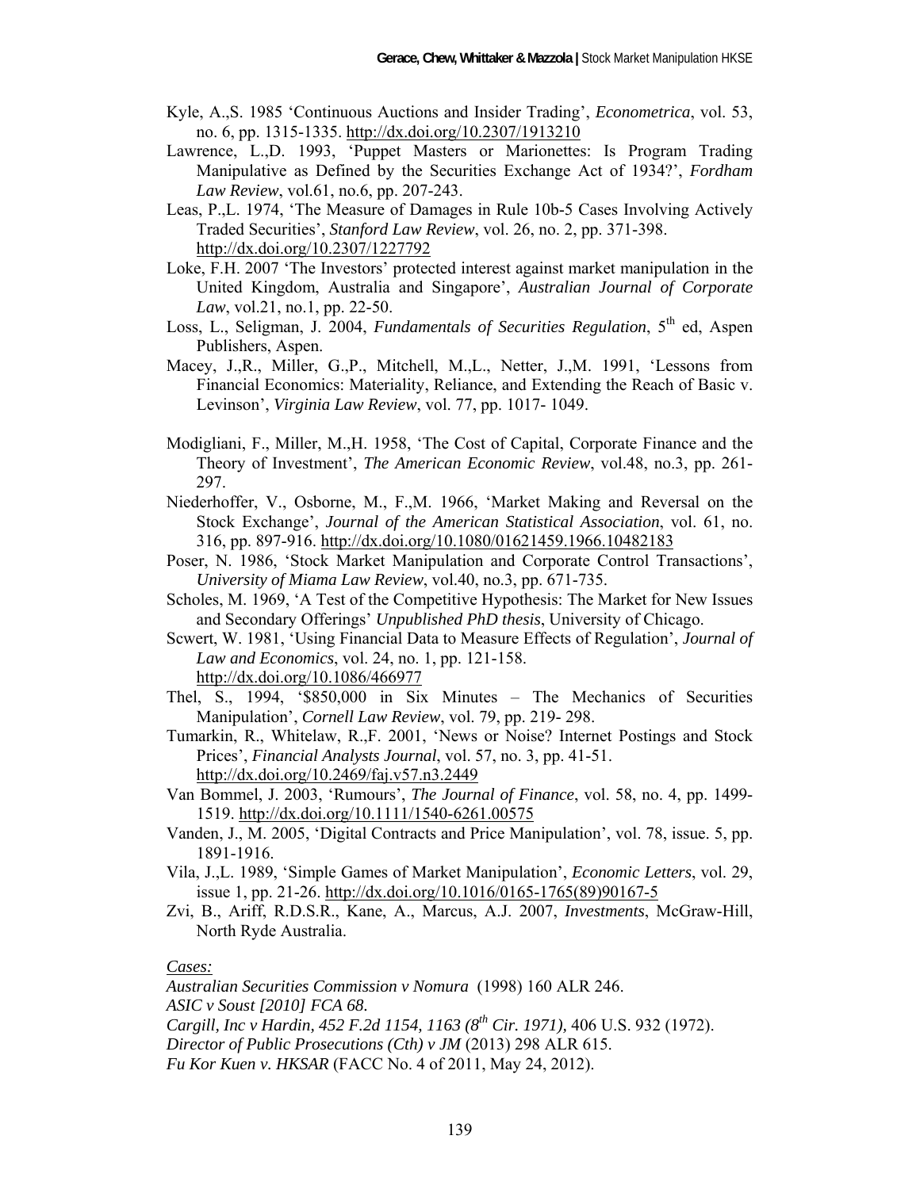Kyle, A.,S. 1985 'Continuous Auctions and Insider Trading', *Econometrica*, vol. 53, no. 6, pp. 1315-1335. http://dx.doi.org/10.2307/1913210

Lawrence, L.,D. 1993, 'Puppet Masters or Marionettes: Is Program Trading Manipulative as Defined by the Securities Exchange Act of 1934?', *Fordham Law Review*, vol.61, no.6, pp. 207-243.

Leas, P.,L. 1974, 'The Measure of Damages in Rule 10b-5 Cases Involving Actively Traded Securities', *Stanford Law Review*, vol. 26, no. 2, pp. 371-398. http://dx.doi.org/10.2307/1227792

Loke, F.H. 2007 'The Investors' protected interest against market manipulation in the United Kingdom, Australia and Singapore', *Australian Journal of Corporate Law*, vol.21, no.1, pp. 22-50.

Loss, L., Seligman, J. 2004, *Fundamentals of Securities Regulation*, 5th ed, Aspen Publishers, Aspen.

Macey, J.,R., Miller, G.,P., Mitchell, M.,L., Netter, J.,M. 1991, 'Lessons from Financial Economics: Materiality, Reliance, and Extending the Reach of Basic v. Levinson', *Virginia Law Review*, vol. 77, pp. 1017- 1049.

Modigliani, F., Miller, M.,H. 1958, 'The Cost of Capital, Corporate Finance and the Theory of Investment', *The American Economic Review*, vol.48, no.3, pp. 261-297.

Niederhoffer, V., Osborne, M., F.,M. 1966, 'Market Making and Reversal on the Stock Exchange', *Journal of the American Statistical Association*, vol. 61, no. 316, pp. 897-916. http://dx.doi.org/10.1080/01621459.1966.10482183

Poser, N. 1986, 'Stock Market Manipulation and Corporate Control Transactions', *University of Miama Law Review*, vol.40, no.3, pp. 671-735.

Scholes, M. 1969, 'A Test of the Competitive Hypothesis: The Market for New Issues and Secondary Offerings' *Unpublished PhD thesis*, University of Chicago.

Scwert, W. 1981, 'Using Financial Data to Measure Effects of Regulation', *Journal of Law and Economics*, vol. 24, no. 1, pp. 121-158. http://dx.doi.org/10.1086/466977

Thel, S., 1994, '$850,000 in Six Minutes – The Mechanics of Securities Manipulation', *Cornell Law Review*, vol. 79, pp. 219- 298.

Tumarkin, R., Whitelaw, R.,F. 2001, 'News or Noise? Internet Postings and Stock Prices', *Financial Analysts Journal*, vol. 57, no. 3, pp. 41-51. http://dx.doi.org/10.2469/faj.v57.n3.2449

Van Bommel, J. 2003, 'Rumours', *The Journal of Finance*, vol. 58, no. 4, pp. 1499-1519. http://dx.doi.org/10.1111/1540-6261.00575

Vanden, J., M. 2005, 'Digital Contracts and Price Manipulation', vol. 78, issue. 5, pp. 1891-1916.

Vila, J.,L. 1989, 'Simple Games of Market Manipulation', *Economic Letters*, vol. 29, issue 1, pp. 21-26. http://dx.doi.org/10.1016/0165-1765(89)90167-5

Zvi, B., Ariff, R.D.S.R., Kane, A., Marcus, A.J. 2007, *Investments*, McGraw-Hill, North Ryde Australia.

*Cases:*

*Australian Securities Commission v Nomura* (1998) 160 ALR 246.

*ASIC v Soust [2010] FCA 68*.

*Cargill, Inc v Hardin, 452 F.2d 1154, 1163 (8th Cir. 1971)*, 406 U.S. 932 (1972).

*Director of Public Prosecutions (Cth) v JM* (2013) 298 ALR 615.

*Fu Kor Kuen v. HKSAR* (FACC No. 4 of 2011, May 24, 2012).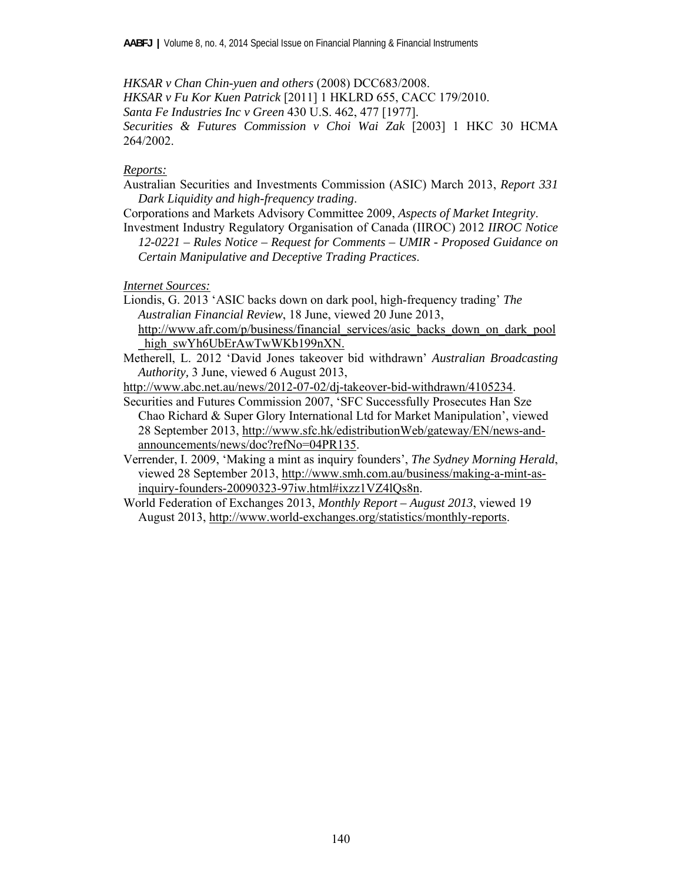*HKSAR v Chan Chin-yuen and others* (2008) DCC683/2008.
*HKSAR v Fu Kor Kuen Patrick* [2011] 1 HKLRD 655, CACC 179/2010.
*Santa Fe Industries Inc v Green* 430 U.S. 462, 477 [1977].
*Securities & Futures Commission v Choi Wai Zak* [2003] 1 HKC 30 HCMA 264/2002.

*Reports:*

Australian Securities and Investments Commission (ASIC) March 2013, *Report 331 Dark Liquidity and high-frequency trading*.

Corporations and Markets Advisory Committee 2009, *Aspects of Market Integrity*.

Investment Industry Regulatory Organisation of Canada (IIROC) 2012 *IIROC Notice 12-0221 – Rules Notice – Request for Comments – UMIR - Proposed Guidance on Certain Manipulative and Deceptive Trading Practices*.

*Internet Sources:*

Liondis, G. 2013 'ASIC backs down on dark pool, high-frequency trading' *The Australian Financial Review*, 18 June, viewed 20 June 2013, http://www.afr.com/p/business/financial_services/asic_backs_down_on_dark_pool_high_swYh6UbErAwTwWKb199nXN.

Metherell, L. 2012 'David Jones takeover bid withdrawn' *Australian Broadcasting Authority,* 3 June, viewed 6 August 2013, http://www.abc.net.au/news/2012-07-02/dj-takeover-bid-withdrawn/4105234.

Securities and Futures Commission 2007, 'SFC Successfully Prosecutes Han Sze Chao Richard & Super Glory International Ltd for Market Manipulation', viewed 28 September 2013, http://www.sfc.hk/edistributionWeb/gateway/EN/news-and-announcements/news/doc?refNo=04PR135.

Verrender, I. 2009, 'Making a mint as inquiry founders', *The Sydney Morning Herald*, viewed 28 September 2013, http://www.smh.com.au/business/making-a-mint-as-inquiry-founders-20090323-97iw.html#ixzz1VZ4lQs8n.

World Federation of Exchanges 2013, *Monthly Report – August 2013*, viewed 19 August 2013, http://www.world-exchanges.org/statistics/monthly-reports.